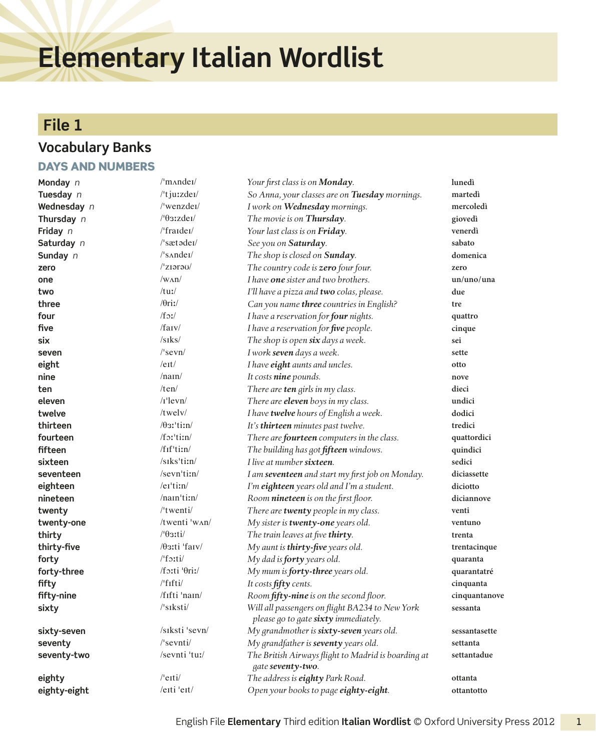# Elementary Italian Wordlist

## File 1

### Vocabulary Banks

#### DAYS AND NUMBERS

| | | | |
|---|---|---|---|
| **Monday** *n* | /ˈmʌndeɪ/ | *Your first class is on **Monday**.* | **lunedì** |
| **Tuesday** *n* | /ˈtjuːzdeɪ/ | *So Anna, your classes are on **Tuesday** mornings.* | **martedì** |
| **Wednesday** *n* | /ˈwenzdeɪ/ | *I work on **Wednesday** mornings.* | **mercoledì** |
| **Thursday** *n* | /ˈθɜːzdeɪ/ | *The movie is on **Thursday**.* | **giovedì** |
| **Friday** *n* | /ˈfraɪdeɪ/ | *Your last class is on **Friday**.* | **venerdì** |
| **Saturday** *n* | /ˈsætədeɪ/ | *See you on **Saturday**.* | **sabato** |
| **Sunday** *n* | /ˈsʌndeɪ/ | *The shop is closed on **Sunday**.* | **domenica** |
| **zero** | /ˈzɪərəʊ/ | *The country code is **zero** four four.* | **zero** |
| **one** | /wʌn/ | *I have **one** sister and two brothers.* | **un/uno/una** |
| **two** | /tuː/ | *I'll have a pizza and **two** colas, please.* | **due** |
| **three** | /θriː/ | *Can you name **three** countries in English?* | **tre** |
| **four** | /fɔː/ | *I have a reservation for **four** nights.* | **quattro** |
| **five** | /faɪv/ | *I have a reservation for **five** people.* | **cinque** |
| **six** | /sɪks/ | *The shop is open **six** days a week.* | **sei** |
| **seven** | /ˈsevn/ | *I work **seven** days a week.* | **sette** |
| **eight** | /eɪt/ | *I have **eight** aunts and uncles.* | **otto** |
| **nine** | /naɪn/ | *It costs **nine** pounds.* | **nove** |
| **ten** | /ten/ | *There are **ten** girls in my class.* | **dieci** |
| **eleven** | /ɪˈlevn/ | *There are **eleven** boys in my class.* | **undici** |
| **twelve** | /twelv/ | *I have **twelve** hours of English a week.* | **dodici** |
| **thirteen** | /θɜːˈtiːn/ | *It's **thirteen** minutes past twelve.* | **tredici** |
| **fourteen** | /fɔːˈtiːn/ | *There are **fourteen** computers in the class.* | **quattordici** |
| **fifteen** | /fɪfˈtiːn/ | *The building has got **fifteen** windows.* | **quindici** |
| **sixteen** | /sɪksˈtiːn/ | *I live at number **sixteen**.* | **sedici** |
| **seventeen** | /sevnˈtiːn/ | *I am **seventeen** and start my first job on Monday.* | **diciassette** |
| **eighteen** | /eɪˈtiːn/ | *I'm **eighteen** years old and I'm a student.* | **diciotto** |
| **nineteen** | /naɪnˈtiːn/ | *Room **nineteen** is on the first floor.* | **diciannove** |
| **twenty** | /ˈtwenti/ | *There are **twenty** people in my class.* | **venti** |
| **twenty-one** | /twenti ˈwʌn/ | *My sister is **twenty-one** years old.* | **ventuno** |
| **thirty** | /ˈθɜːti/ | *The train leaves at five **thirty**.* | **trenta** |
| **thirty-five** | /θɜːti ˈfaɪv/ | *My aunt is **thirty-five** years old.* | **trentacinque** |
| **forty** | /ˈfɔːti/ | *My dad is **forty** years old.* | **quaranta** |
| **forty-three** | /fɔːti ˈθriː/ | *My mum is **forty-three** years old.* | **quarantatré** |
| **fifty** | /ˈfɪfti/ | *It costs **fifty** cents.* | **cinquanta** |
| **fifty-nine** | /fɪfti ˈnaɪn/ | *Room **fifty-nine** is on the second floor.* | **cinquantanove** |
| **sixty** | /ˈsɪksti/ | *Will all passengers on flight BA234 to New York please go to gate **sixty** immediately.* | **sessanta** |
| **sixty-seven** | /sɪksti ˈsevn/ | *My grandmother is **sixty-seven** years old.* | **sessantasette** |
| **seventy** | /ˈsevnti/ | *My grandfather is **seventy** years old.* | **settanta** |
| **seventy-two** | /sevnti ˈtuː/ | *The British Airways flight to Madrid is boarding at gate **seventy-two**.* | **settantadue** |
| **eighty** | /ˈeɪti/ | *The address is **eighty** Park Road.* | **ottanta** |
| **eighty-eight** | /eɪti ˈeɪt/ | *Open your books to page **eighty-eight**.* | **ottantotto** |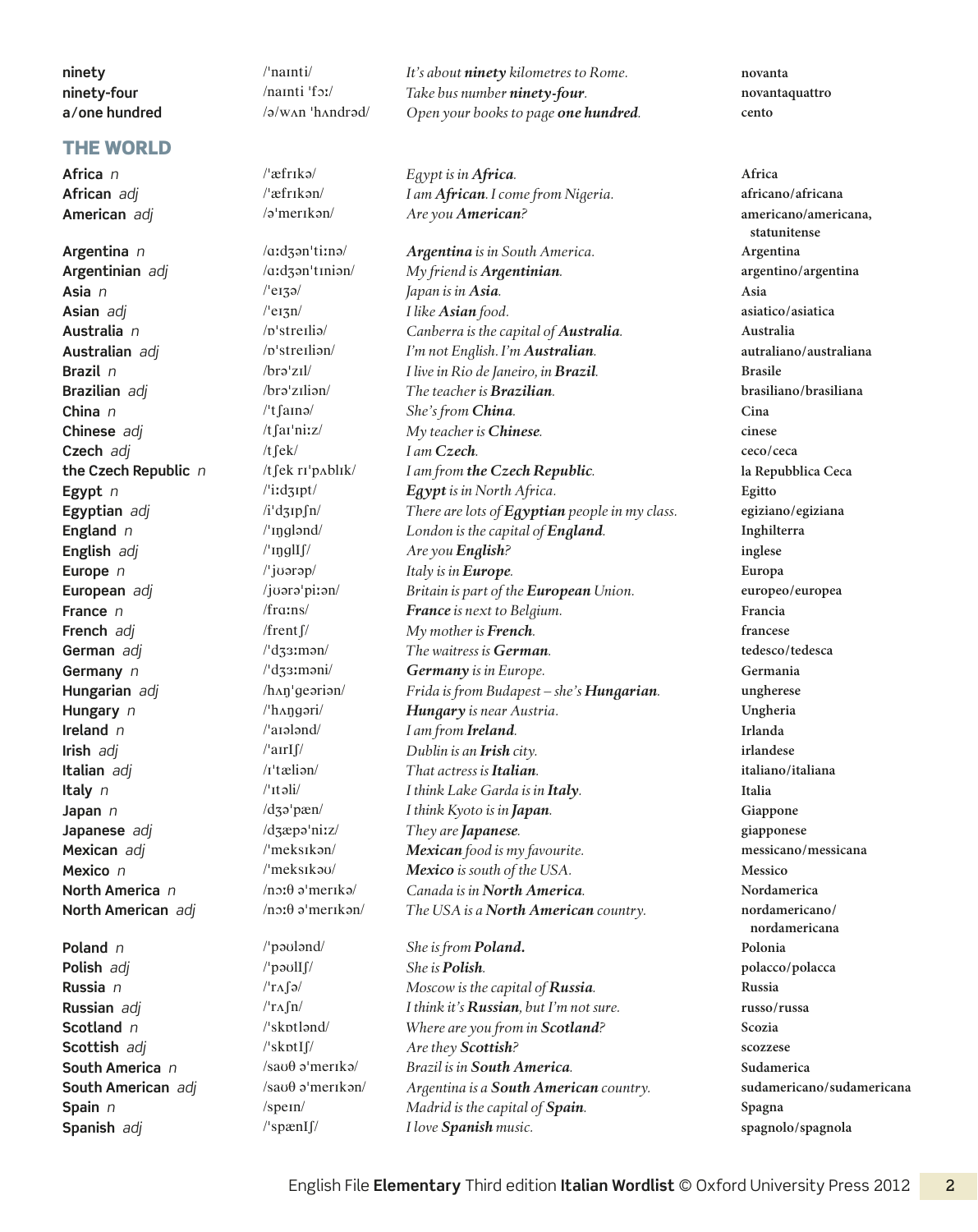| | | | |
|---|---|---|---|
| **ninety** | /ˈnaɪnti/ | *It's about **ninety** kilometres to Rome.* | **novanta** |
| **ninety-four** | /naɪnti ˈfɔː/ | *Take bus number **ninety-four**.* | **novantaquattro** |
| **a/one hundred** | /ə/wʌn ˈhʌndrəd/ | *Open your books to page **one hundred**.* | **cento** |

## THE WORLD

| | | | |
|---|---|---|---|
| **Africa** *n* | /ˈæfrɪkə/ | *Egypt is in **Africa**.* | **Africa** |
| **African** *adj* | /ˈæfrɪkən/ | *I am **African**. I come from Nigeria.* | **africano/africana** |
| **American** *adj* | /əˈmerɪkən/ | *Are you **American**?* | **americano/americana, statunitense** |
| **Argentina** *n* | /ɑːdʒənˈtiːnə/ | ***Argentina** is in South America.* | **Argentina** |
| **Argentinian** *adj* | /ɑːdʒənˈtɪniən/ | *My friend is **Argentinian**.* | **argentino/argentina** |
| **Asia** *n* | /ˈeɪʒə/ | *Japan is in **Asia**.* | **Asia** |
| **Asian** *adj* | /ˈeɪʒn/ | *I like **Asian** food.* | **asiatico/asiatica** |
| **Australia** *n* | /ɒˈstreɪliə/ | *Canberra is the capital of **Australia**.* | **Australia** |
| **Australian** *adj* | /ɒˈstreɪliən/ | *I'm not English. I'm **Australian**.* | **autraliano/australiana** |
| **Brazil** *n* | /brəˈzɪl/ | *I live in Rio de Janeiro, in **Brazil**.* | **Brasile** |
| **Brazilian** *adj* | /brəˈzɪliən/ | *The teacher is **Brazilian**.* | **brasiliano/brasiliana** |
| **China** *n* | /ˈtʃaɪnə/ | *She's from **China**.* | **Cina** |
| **Chinese** *adj* | /tʃaɪˈniːz/ | *My teacher is **Chinese**.* | **cinese** |
| **Czech** *adj* | /tʃek/ | *I am **Czech**.* | **ceco/ceca** |
| **the Czech Republic** *n* | /tʃek rɪˈpʌblɪk/ | *I am from **the Czech Republic**.* | **la Repubblica Ceca** |
| **Egypt** *n* | /ˈiːdʒɪpt/ | ***Egypt** is in North Africa.* | **Egitto** |
| **Egyptian** *adj* | /iˈdʒɪpʃn/ | *There are lots of **Egyptian** people in my class.* | **egiziano/egiziana** |
| **England** *n* | /ˈɪŋglənd/ | *London is the capital of **England**.* | **Inghilterra** |
| **English** *adj* | /ˈɪŋglɪʃ/ | *Are you **English**?* | **inglese** |
| **Europe** *n* | /ˈjʊərəp/ | *Italy is in **Europe**.* | **Europa** |
| **European** *adj* | /jʊərəˈpiːən/ | *Britain is part of the **European** Union.* | **europeo/europea** |
| **France** *n* | /frɑːns/ | ***France** is next to Belgium.* | **Francia** |
| **French** *adj* | /frentʃ/ | *My mother is **French**.* | **francese** |
| **German** *adj* | /ˈdʒɜːmən/ | *The waitress is **German**.* | **tedesco/tedesca** |
| **Germany** *n* | /ˈdʒɜːməni/ | ***Germany** is in Europe.* | **Germania** |
| **Hungarian** *adj* | /hʌŋˈgeəriən/ | *Frida is from Budapest – she's **Hungarian**.* | **ungherese** |
| **Hungary** *n* | /ˈhʌŋgəri/ | ***Hungary** is near Austria.* | **Ungheria** |
| **Ireland** *n* | /ˈaɪələnd/ | *I am from **Ireland**.* | **Irlanda** |
| **Irish** *adj* | /ˈaɪrɪʃ/ | *Dublin is an **Irish** city.* | **irlandese** |
| **Italian** *adj* | /ɪˈtæliən/ | *That actress is **Italian**.* | **italiano/italiana** |
| **Italy** *n* | /ˈɪtəli/ | *I think Lake Garda is in **Italy**.* | **Italia** |
| **Japan** *n* | /dʒəˈpæn/ | *I think Kyoto is in **Japan**.* | **Giappone** |
| **Japanese** *adj* | /dʒæpəˈniːz/ | *They are **Japanese**.* | **giapponese** |
| **Mexican** *adj* | /ˈmeksɪkən/ | ***Mexican** food is my favourite.* | **messicano/messicana** |
| **Mexico** *n* | /ˈmeksɪkəʊ/ | ***Mexico** is south of the USA.* | **Messico** |
| **North America** *n* | /nɔːθ əˈmerɪkə/ | *Canada is in **North America**.* | **Nordamerica** |
| **North American** *adj* | /nɔːθ əˈmerɪkən/ | *The USA is a **North American** country.* | **nordamericano/ nordamericana** |
| **Poland** *n* | /ˈpəʊlənd/ | *She is from **Poland.*** | **Polonia** |
| **Polish** *adj* | /ˈpəʊlɪʃ/ | *She is **Polish**.* | **polacco/polacca** |
| **Russia** *n* | /ˈrʌʃə/ | *Moscow is the capital of **Russia**.* | **Russia** |
| **Russian** *adj* | /ˈrʌʃn/ | *I think it's **Russian**, but I'm not sure.* | **russo/russa** |
| **Scotland** *n* | /ˈskɒtlənd/ | *Where are you from in **Scotland**?* | **Scozia** |
| **Scottish** *adj* | /ˈskɒtɪʃ/ | *Are they **Scottish**?* | **scozzese** |
| **South America** *n* | /saʊθ əˈmerɪkə/ | *Brazil is in **South America**.* | **Sudamerica** |
| **South American** *adj* | /saʊθ əˈmerɪkən/ | *Argentina is a **South American** country.* | **sudamericano/sudamericana** |
| **Spain** *n* | /speɪn/ | *Madrid is the capital of **Spain**.* | **Spagna** |
| **Spanish** *adj* | /ˈspænɪʃ/ | *I love **Spanish** music.* | **spagnolo/spagnola** |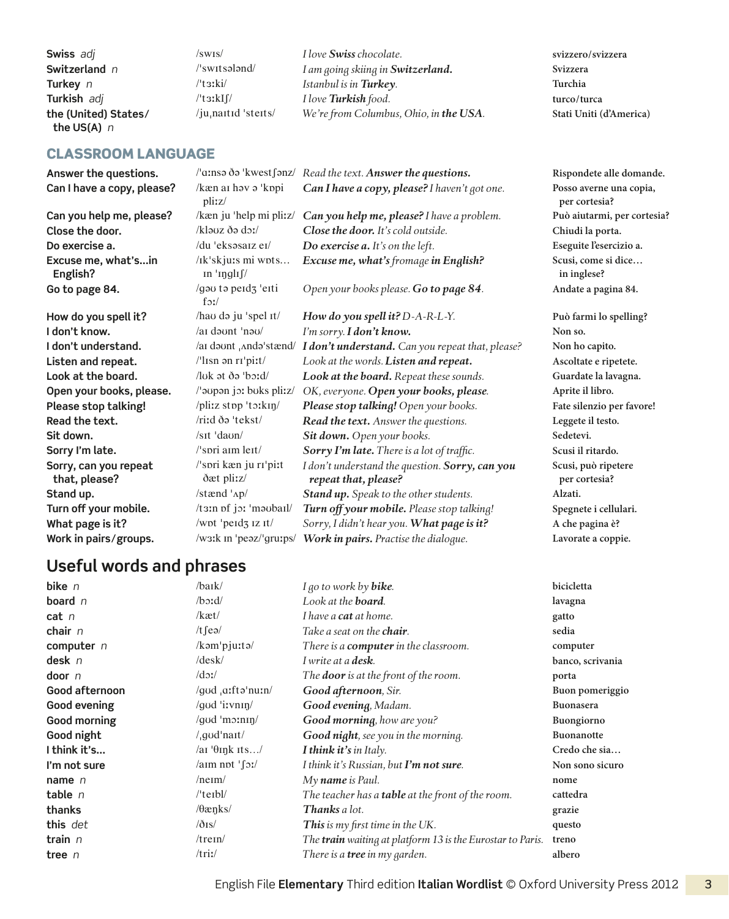| | | | |
|---|---|---|---|
| **Swiss** *adj* | /swɪs/ | *I love* ***Swiss*** *chocolate.* | **svizzero/svizzera** |
| **Switzerland** *n* | /ˈswɪtsələnd/ | *I am going skiing in* ***Switzerland.*** | **Svizzera** |
| **Turkey** *n* | /ˈtɜːki/ | *Istanbul is in* ***Turkey.*** | **Turchia** |
| **Turkish** *adj* | /ˈtɜːkɪʃ/ | *I love* ***Turkish*** *food.* | **turco/turca** |
| **the (United) States/ the US(A)** *n* | /juˌnaɪtɪd ˈsteɪts/ | *We're from Columbus, Ohio, in* ***the USA.*** | **Stati Uniti (d'America)** |

## CLASSROOM LANGUAGE

| | | | |
|---|---|---|---|
| **Answer the questions.** | /ˈɑːnsə ðə ˈkwestʃənz/ | *Read the text.* ***Answer the questions.*** | **Rispondete alle domande.** |
| **Can I have a copy, please?** | /kæn aɪ həv ə ˈkɒpi pliːz/ | ***Can I have a copy, please?*** *I haven't got one.* | **Posso averne una copia, per cortesia?** |
| **Can you help me, please?** | /kæn ju ˈhelp mi pliːz/ | ***Can you help me, please?*** *I have a problem.* | **Può aiutarmi, per cortesia?** |
| **Close the door.** | /kləʊz ðə dɔː/ | ***Close the door.*** *It's cold outside.* | **Chiudi la porta.** |
| **Do exercise a.** | /du ˈeksəsaɪz eɪ/ | ***Do exercise a.*** *It's on the left.* | **Eseguite l'esercizio a.** |
| **Excuse me, what's…in English?** | /ɪkˈskjuːs mi wɒts… ɪn ˈɪŋglɪʃ/ | ***Excuse me, what's*** *fromage* ***in English?*** | **Scusi, come si dice… in inglese?** |
| **Go to page 84.** | /gəʊ tə peɪdʒ ˈeɪti fɔː/ | *Open your books please.* ***Go to page 84.*** | **Andate a pagina 84.** |
| **How do you spell it?** | /haʊ də ju ˈspel ɪt/ | ***How do you spell it?*** *D-A-R-L-Y.* | **Può farmi lo spelling?** |
| **I don't know.** | /aɪ dəʊnt ˈnəʊ/ | *I'm sorry.* ***I don't know.*** | **Non so.** |
| **I don't understand.** | /aɪ dəʊnt ˌʌndəˈstænd/ | ***I don't understand.*** *Can you repeat that, please?* | **Non ho capito.** |
| **Listen and repeat.** | /ˈlɪsn ən rɪˈpiːt/ | *Look at the words.* ***Listen and repeat.*** | **Ascoltate e ripetete.** |
| **Look at the board.** | /lʊk ət ðə ˈbɔːd/ | ***Look at the board.*** *Repeat these sounds.* | **Guardate la lavagna.** |
| **Open your books, please.** | /ˈəʊpən jɔː bʊks pliːz/ | *OK, everyone.* ***Open your books, please.*** | **Aprite il libro.** |
| **Please stop talking!** | /pliːz stɒp ˈtɔːkɪŋ/ | ***Please stop talking!*** *Open your books.* | **Fate silenzio per favore!** |
| **Read the text.** | /riːd ðə ˈtekst/ | ***Read the text.*** *Answer the questions.* | **Leggete il testo.** |
| **Sit down.** | /sɪt ˈdaʊn/ | ***Sit down.*** *Open your books.* | **Sedetevi.** |
| **Sorry I'm late.** | /ˈsɒri aɪm leɪt/ | ***Sorry I'm late.*** *There is a lot of traffic.* | **Scusi il ritardo.** |
| **Sorry, can you repeat that, please?** | /ˈsɒri kæn ju rɪˈpiːt ðæt pliːz/ | *I don't understand the question.* ***Sorry, can you repeat that, please?*** | **Scusi, può ripetere per cortesia?** |
| **Stand up.** | /stænd ˈʌp/ | ***Stand up.*** *Speak to the other students.* | **Alzati.** |
| **Turn off your mobile.** | /tɜːn ɒf jɔː ˈməʊbaɪl/ | ***Turn off your mobile.*** *Please stop talking!* | **Spegnete i cellulari.** |
| **What page is it?** | /wɒt ˈpeɪdʒ ɪz ɪt/ | *Sorry, I didn't hear you.* ***What page is it?*** | **A che pagina è?** |
| **Work in pairs/groups.** | /wɜːk ɪn ˈpeəz/ˈgruːps/ | ***Work in pairs.*** *Practise the dialogue.* | **Lavorate a coppie.** |

# Useful words and phrases

| | | | |
|---|---|---|---|
| **bike** *n* | /baɪk/ | *I go to work by* ***bike.*** | **bicicletta** |
| **board** *n* | /bɔːd/ | *Look at the* ***board.*** | **lavagna** |
| **cat** *n* | /kæt/ | *I have a* ***cat*** *at home.* | **gatto** |
| **chair** *n* | /tʃeə/ | *Take a seat on the* ***chair.*** | **sedia** |
| **computer** *n* | /kəmˈpjuːtə/ | *There is a* ***computer*** *in the classroom.* | **computer** |
| **desk** *n* | /desk/ | *I write at a* ***desk.*** | **banco, scrivania** |
| **door** *n* | /dɔː/ | *The* ***door*** *is at the front of the room.* | **porta** |
| **Good afternoon** | /gʊd ˌɑːftəˈnuːn/ | ***Good afternoon,*** *Sir.* | **Buon pomeriggio** |
| **Good evening** | /gʊd ˈiːvnɪŋ/ | ***Good evening,*** *Madam.* | **Buonasera** |
| **Good morning** | /gʊd ˈmɔːnɪŋ/ | ***Good morning,*** *how are you?* | **Buongiorno** |
| **Good night** | /ˌgʊdˈnaɪt/ | ***Good night,*** *see you in the morning.* | **Buonanotte** |
| **I think it's…** | /aɪ ˈθɪŋk ɪts…/ | ***I think it's*** *in Italy.* | **Credo che sia…** |
| **I'm not sure** | /aɪm nɒt ˈʃɔː/ | *I think it's Russian, but* ***I'm not sure.*** | **Non sono sicuro** |
| **name** *n* | /neɪm/ | *My* ***name*** *is Paul.* | **nome** |
| **table** *n* | /ˈteɪbl/ | *The teacher has a* ***table*** *at the front of the room.* | **cattedra** |
| **thanks** | /θæŋks/ | ***Thanks*** *a lot.* | **grazie** |
| **this** *det* | /ðɪs/ | ***This*** *is my first time in the UK.* | **questo** |
| **train** *n* | /treɪn/ | *The* ***train*** *waiting at platform 13 is the Eurostar to Paris.* | **treno** |
| **tree** *n* | /triː/ | *There is a* ***tree*** *in my garden.* | **albero** |

English File **Elementary** Third edition **Italian Wordlist** © Oxford University Press 2012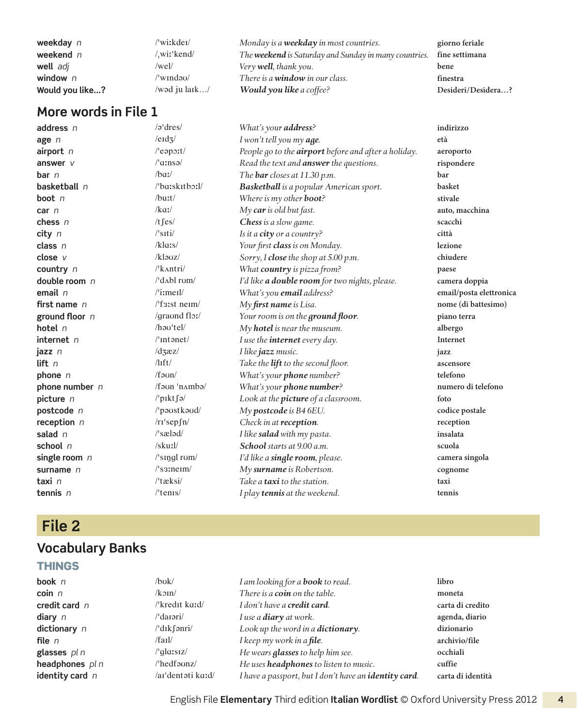| | | | |
|---|---|---|---|
| **weekday** *n* | /ˈwiːkdeɪ/ | *Monday is a **weekday** in most countries.* | giorno feriale |
| **weekend** *n* | /ˌwiːˈkend/ | *The **weekend** is Saturday and Sunday in many countries.* | fine settimana |
| **well** *adj* | /wel/ | *Very **well**, thank you.* | bene |
| **window** *n* | /ˈwɪndəʊ/ | *There is a **window** in our class.* | finestra |
| **Would you like…?** | /wəd ju laɪk…/ | ***Would you like** a coffee?* | Desideri/Desidera…? |

## More words in File 1

| | | | |
|---|---|---|---|
| **address** *n* | /əˈdres/ | *What's your **address**?* | indirizzo |
| **age** *n* | /eɪdʒ/ | *I won't tell you my **age**.* | età |
| **airport** *n* | /ˈeəpɔːt/ | *People go to the **airport** before and after a holiday.* | aeroporto |
| **answer** *v* | /ˈɑːnsə/ | *Read the text and **answer** the questions.* | rispondere |
| **bar** *n* | /bɑː/ | *The **bar** closes at 11.30 p.m.* | bar |
| **basketball** *n* | /ˈbɑːskɪtbɔːl/ | ***Basketball** is a popular American sport.* | basket |
| **boot** *n* | /buːt/ | *Where is my other **boot**?* | stivale |
| **car** *n* | /kɑː/ | *My **car** is old but fast.* | auto, macchina |
| **chess** *n* | /tʃes/ | ***Chess** is a slow game.* | scacchi |
| **city** *n* | /ˈsɪti/ | *Is it a **city** or a country?* | città |
| **class** *n* | /klɑːs/ | *Your first **class** is on Monday.* | lezione |
| **close** *v* | /kləʊz/ | *Sorry, I **close** the shop at 5.00 p.m.* | chiudere |
| **country** *n* | /ˈkʌntri/ | *What **country** is pizza from?* | paese |
| **double room** *n* | /ˈdʌbl rʊm/ | *I'd like **a double room** for two nights, please.* | camera doppia |
| **email** *n* | /ˈiːmeɪl/ | *What's you **email** address?* | email/posta elettronica |
| **first name** *n* | /ˈfɜːst neɪm/ | *My **first name** is Lisa.* | nome (di battesimo) |
| **ground floor** *n* | /graʊnd flɔː/ | *Your room is on the **ground floor**.* | piano terra |
| **hotel** *n* | /həʊˈtel/ | *My **hotel** is near the museum.* | albergo |
| **internet** *n* | /ˈɪntənet/ | *I use the **internet** every day.* | Internet |
| **jazz** *n* | /dʒæz/ | *I like **jazz** music.* | jazz |
| **lift** *n* | /lɪft/ | *Take the **lift** to the second floor.* | ascensore |
| **phone** *n* | /fəʊn/ | *What's your **phone** number?* | telefono |
| **phone number** *n* | /fəʊn ˈnʌmbə/ | *What's your **phone number**?* | numero di telefono |
| **picture** *n* | /ˈpɪktʃə/ | *Look at the **picture** of a classroom.* | foto |
| **postcode** *n* | /ˈpəʊstkəʊd/ | *My **postcode** is B4 6EU.* | codice postale |
| **reception** *n* | /rɪˈsepʃn/ | *Check in at **reception**.* | reception |
| **salad** *n* | /ˈsæləd/ | *I like **salad** with my pasta.* | insalata |
| **school** *n* | /skuːl/ | ***School** starts at 9.00 a.m.* | scuola |
| **single room** *n* | /ˈsɪŋgl rʊm/ | *I'd like a **single room**, please.* | camera singola |
| **surname** *n* | /ˈsɜːneɪm/ | *My **surname** is Robertson.* | cognome |
| **taxi** *n* | /ˈtæksi/ | *Take a **taxi** to the station.* | taxi |
| **tennis** *n* | /ˈtenɪs/ | *I play **tennis** at the weekend.* | tennis |

# File 2

## Vocabulary Banks

### THINGS

| | | | |
|---|---|---|---|
| **book** *n* | /bʊk/ | *I am looking for a **book** to read.* | libro |
| **coin** *n* | /kɔɪn/ | *There is a **coin** on the table.* | moneta |
| **credit card** *n* | /ˈkredɪt kɑːd/ | *I don't have a **credit card**.* | carta di credito |
| **diary** *n* | /ˈdaɪəri/ | *I use a **diary** at work.* | agenda, diario |
| **dictionary** *n* | /ˈdɪkʃənri/ | *Look up the word in a **dictionary**.* | dizionario |
| **file** *n* | /faɪl/ | *I keep my work in a **file**.* | archivio/file |
| **glasses** *pl n* | /ˈglɑːsɪz/ | *He wears **glasses** to help him see.* | occhiali |
| **headphones** *pl n* | /ˈhedfəʊnz/ | *He uses **headphones** to listen to music.* | cuffie |
| **identity card** *n* | /aɪˈdentəti kɑːd/ | *I have a passport, but I don't have an **identity card**.* | carta di identità |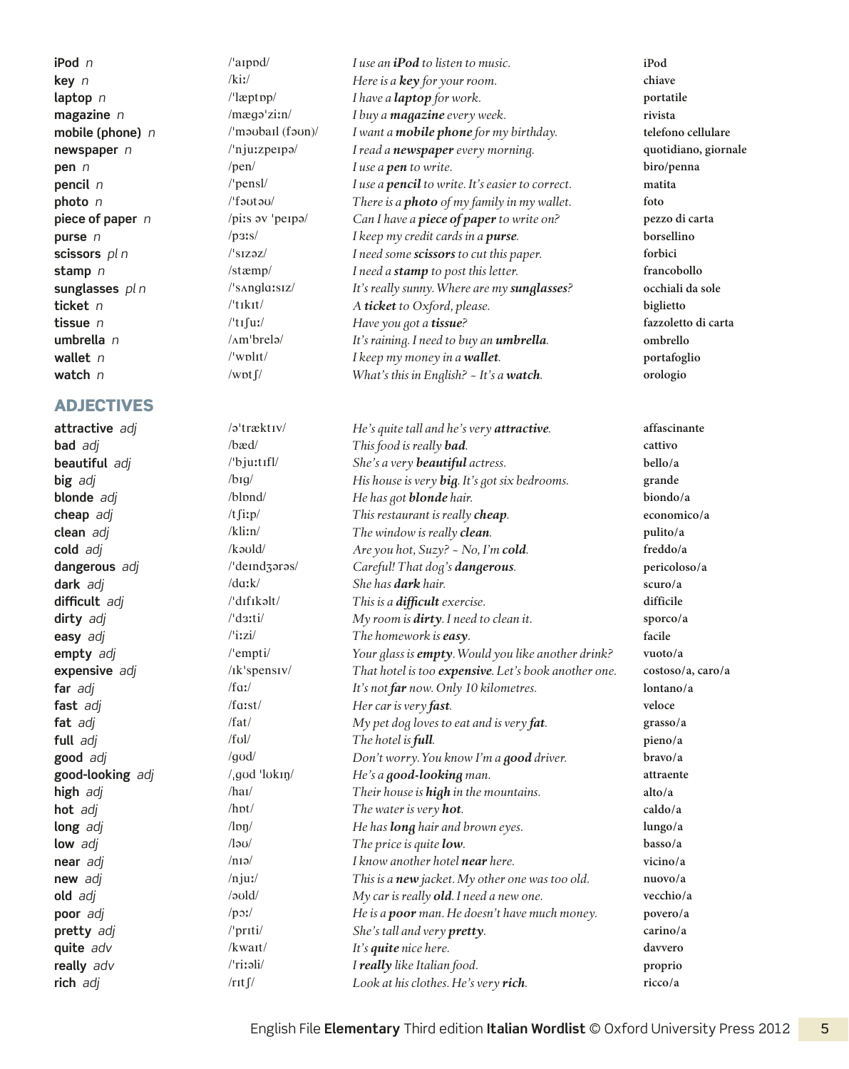| | | | |
|---|---|---|---|
| **iPod** *n* | /ˈaɪpɒd/ | *I use an **iPod** to listen to music.* | **iPod** |
| **key** *n* | /kiː/ | *Here is a **key** for your room.* | **chiave** |
| **laptop** *n* | /ˈlæptɒp/ | *I have a **laptop** for work.* | **portatile** |
| **magazine** *n* | /mæɡəˈziːn/ | *I buy a **magazine** every week.* | **rivista** |
| **mobile (phone)** *n* | /ˈməʊbaɪl (fəʊn)/ | *I want a **mobile phone** for my birthday.* | **telefono cellulare** |
| **newspaper** *n* | /ˈnjuːzpeɪpə/ | *I read a **newspaper** every morning.* | **quotidiano, giornale** |
| **pen** *n* | /pen/ | *I use a **pen** to write.* | **biro/penna** |
| **pencil** *n* | /ˈpensl/ | *I use a **pencil** to write. It's easier to correct.* | **matita** |
| **photo** *n* | /ˈfəʊtəʊ/ | *There is a **photo** of my family in my wallet.* | **foto** |
| **piece of paper** *n* | /piːs əv ˈpeɪpə/ | *Can I have a **piece of paper** to write on?* | **pezzo di carta** |
| **purse** *n* | /pɜːs/ | *I keep my credit cards in a **purse**.* | **borsellino** |
| **scissors** *pl n* | /ˈsɪzəz/ | *I need some **scissors** to cut this paper.* | **forbici** |
| **stamp** *n* | /stæmp/ | *I need a **stamp** to post this letter.* | **francobollo** |
| **sunglasses** *pl n* | /ˈsʌŋɡlɑːsɪz/ | *It's really sunny. Where are my **sunglasses**?* | **occhiali da sole** |
| **ticket** *n* | /ˈtɪkɪt/ | *A **ticket** to Oxford, please.* | **biglietto** |
| **tissue** *n* | /ˈtɪʃuː/ | *Have you got a **tissue**?* | **fazzoletto di carta** |
| **umbrella** *n* | /ʌmˈbrelə/ | *It's raining. I need to buy an **umbrella**.* | **ombrello** |
| **wallet** *n* | /ˈwɒlɪt/ | *I keep my money in a **wallet**.* | **portafoglio** |
| **watch** *n* | /wɒtʃ/ | *What's this in English? ~ It's a **watch**.* | **orologio** |

## ADJECTIVES

| | | | |
|---|---|---|---|
| **attractive** *adj* | /əˈtræktɪv/ | *He's quite tall and he's very **attractive**.* | **affascinante** |
| **bad** *adj* | /bæd/ | *This food is really **bad**.* | **cattivo** |
| **beautiful** *adj* | /ˈbjuːtɪfl/ | *She's a very **beautiful** actress.* | **bello/a** |
| **big** *adj* | /bɪɡ/ | *His house is very **big**. It's got six bedrooms.* | **grande** |
| **blonde** *adj* | /blɒnd/ | *He has got **blonde** hair.* | **biondo/a** |
| **cheap** *adj* | /tʃiːp/ | *This restaurant is really **cheap**.* | **economico/a** |
| **clean** *adj* | /kliːn/ | *The window is really **clean**.* | **pulito/a** |
| **cold** *adj* | /kəʊld/ | *Are you hot, Suzy? ~ No, I'm **cold**.* | **freddo/a** |
| **dangerous** *adj* | /ˈdeɪndʒərəs/ | *Careful! That dog's **dangerous**.* | **pericoloso/a** |
| **dark** *adj* | /dɑːk/ | *She has **dark** hair.* | **scuro/a** |
| **difficult** *adj* | /ˈdɪfɪkəlt/ | *This is a **difficult** exercise.* | **difficile** |
| **dirty** *adj* | /ˈdɜːti/ | *My room is **dirty**. I need to clean it.* | **sporco/a** |
| **easy** *adj* | /ˈiːzi/ | *The homework is **easy**.* | **facile** |
| **empty** *adj* | /ˈempti/ | *Your glass is **empty**. Would you like another drink?* | **vuoto/a** |
| **expensive** *adj* | /ɪkˈspensɪv/ | *That hotel is too **expensive**. Let's book another one.* | **costoso/a, caro/a** |
| **far** *adj* | /fɑː/ | *It's not **far** now. Only 10 kilometres.* | **lontano/a** |
| **fast** *adj* | /fɑːst/ | *Her car is very **fast**.* | **veloce** |
| **fat** *adj* | /fat/ | *My pet dog loves to eat and is very **fat**.* | **grasso/a** |
| **full** *adj* | /fʊl/ | *The hotel is **full**.* | **pieno/a** |
| **good** *adj* | /ɡʊd/ | *Don't worry. You know I'm a **good** driver.* | **bravo/a** |
| **good-looking** *adj* | /ˌɡʊd ˈlʊkɪŋ/ | *He's a **good-looking** man.* | **attraente** |
| **high** *adj* | /haɪ/ | *Their house is **high** in the mountains.* | **alto/a** |
| **hot** *adj* | /hɒt/ | *The water is very **hot**.* | **caldo/a** |
| **long** *adj* | /lɒŋ/ | *He has **long** hair and brown eyes.* | **lungo/a** |
| **low** *adj* | /ləʊ/ | *The price is quite **low**.* | **basso/a** |
| **near** *adj* | /nɪə/ | *I know another hotel **near** here.* | **vicino/a** |
| **new** *adj* | /njuː/ | *This is a **new** jacket. My other one was too old.* | **nuovo/a** |
| **old** *adj* | /əʊld/ | *My car is really **old**. I need a new one.* | **vecchio/a** |
| **poor** *adj* | /pɔː/ | *He is a **poor** man. He doesn't have much money.* | **povero/a** |
| **pretty** *adj* | /ˈprɪti/ | *She's tall and very **pretty**.* | **carino/a** |
| **quite** *adv* | /kwaɪt/ | *It's **quite** nice here.* | **davvero** |
| **really** *adv* | /ˈriːəli/ | *I **really** like Italian food.* | **proprio** |
| **rich** *adj* | /rɪtʃ/ | *Look at his clothes. He's very **rich**.* | **ricco/a** |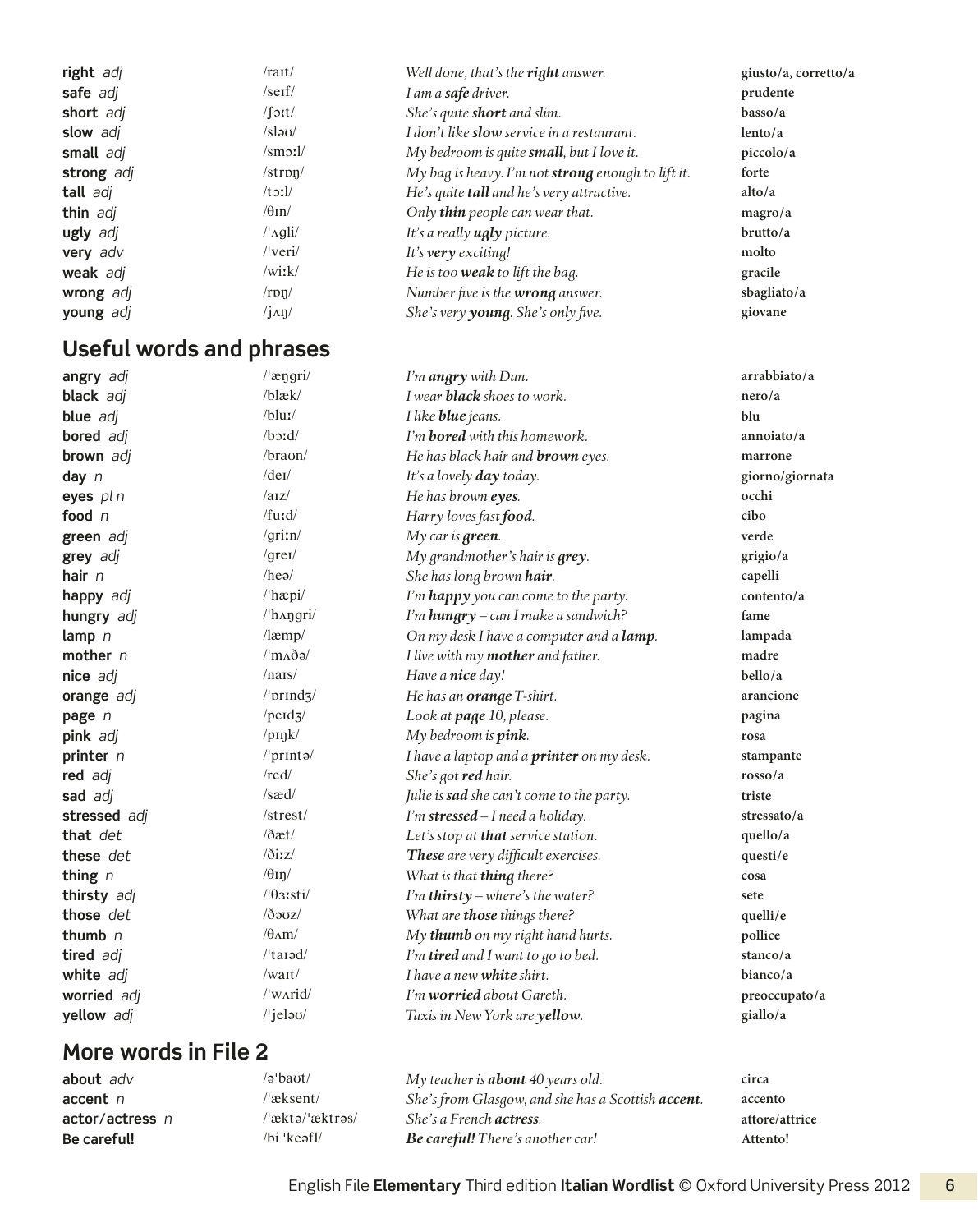| | | | |
|---|---|---|---|
| **right** *adj* | /raɪt/ | *Well done, that's the **right** answer.* | **giusto/a, corretto/a** |
| **safe** *adj* | /seɪf/ | *I am a **safe** driver.* | **prudente** |
| **short** *adj* | /ʃɔːt/ | *She's quite **short** and slim.* | **basso/a** |
| **slow** *adj* | /sləʊ/ | *I don't like **slow** service in a restaurant.* | **lento/a** |
| **small** *adj* | /smɔːl/ | *My bedroom is quite **small**, but I love it.* | **piccolo/a** |
| **strong** *adj* | /strɒŋ/ | *My bag is heavy. I'm not **strong** enough to lift it.* | **forte** |
| **tall** *adj* | /tɔːl/ | *He's quite **tall** and he's very attractive.* | **alto/a** |
| **thin** *adj* | /θɪn/ | *Only **thin** people can wear that.* | **magro/a** |
| **ugly** *adj* | /ˈʌgli/ | *It's a really **ugly** picture.* | **brutto/a** |
| **very** *adv* | /ˈveri/ | *It's **very** exciting!* | **molto** |
| **weak** *adj* | /wiːk/ | *He is too **weak** to lift the bag.* | **gracile** |
| **wrong** *adj* | /rɒŋ/ | *Number five is the **wrong** answer.* | **sbagliato/a** |
| **young** *adj* | /jʌŋ/ | *She's very **young**. She's only five.* | **giovane** |

## Useful words and phrases

| | | | |
|---|---|---|---|
| **angry** *adj* | /ˈæŋgri/ | *I'm **angry** with Dan.* | **arrabbiato/a** |
| **black** *adj* | /blæk/ | *I wear **black** shoes to work.* | **nero/a** |
| **blue** *adj* | /bluː/ | *I like **blue** jeans.* | **blu** |
| **bored** *adj* | /bɔːd/ | *I'm **bored** with this homework.* | **annoiato/a** |
| **brown** *adj* | /braʊn/ | *He has black hair and **brown** eyes.* | **marrone** |
| **day** *n* | /deɪ/ | *It's a lovely **day** today.* | **giorno/giornata** |
| **eyes** *pl n* | /aɪz/ | *He has brown **eyes**.* | **occhi** |
| **food** *n* | /fuːd/ | *Harry loves fast **food**.* | **cibo** |
| **green** *adj* | /griːn/ | *My car is **green**.* | **verde** |
| **grey** *adj* | /greɪ/ | *My grandmother's hair is **grey**.* | **grigio/a** |
| **hair** *n* | /heə/ | *She has long brown **hair**.* | **capelli** |
| **happy** *adj* | /ˈhæpi/ | *I'm **happy** you can come to the party.* | **contento/a** |
| **hungry** *adj* | /ˈhʌŋgri/ | *I'm **hungry** – can I make a sandwich?* | **fame** |
| **lamp** *n* | /læmp/ | *On my desk I have a computer and a **lamp**.* | **lampada** |
| **mother** *n* | /ˈmʌðə/ | *I live with my **mother** and father.* | **madre** |
| **nice** *adj* | /naɪs/ | *Have a **nice** day!* | **bello/a** |
| **orange** *adj* | /ˈɒrɪndʒ/ | *He has an **orange** T-shirt.* | **arancione** |
| **page** *n* | /peɪdʒ/ | *Look at **page** 10, please.* | **pagina** |
| **pink** *adj* | /pɪŋk/ | *My bedroom is **pink**.* | **rosa** |
| **printer** *n* | /ˈprɪntə/ | *I have a laptop and a **printer** on my desk.* | **stampante** |
| **red** *adj* | /red/ | *She's got **red** hair.* | **rosso/a** |
| **sad** *adj* | /sæd/ | *Julie is **sad** she can't come to the party.* | **triste** |
| **stressed** *adj* | /strest/ | *I'm **stressed** – I need a holiday.* | **stressato/a** |
| **that** *det* | /ðæt/ | *Let's stop at **that** service station.* | **quello/a** |
| **these** *det* | /ðiːz/ | ***These** are very difficult exercises.* | **questi/e** |
| **thing** *n* | /θɪŋ/ | *What is that **thing** there?* | **cosa** |
| **thirsty** *adj* | /ˈθɜːsti/ | *I'm **thirsty** – where's the water?* | **sete** |
| **those** *det* | /ðəʊz/ | *What are **those** things there?* | **quelli/e** |
| **thumb** *n* | /θʌm/ | *My **thumb** on my right hand hurts.* | **pollice** |
| **tired** *adj* | /ˈtaɪəd/ | *I'm **tired** and I want to go to bed.* | **stanco/a** |
| **white** *adj* | /waɪt/ | *I have a new **white** shirt.* | **bianco/a** |
| **worried** *adj* | /ˈwʌrid/ | *I'm **worried** about Gareth.* | **preoccupato/a** |
| **yellow** *adj* | /ˈjeləʊ/ | *Taxis in New York are **yellow**.* | **giallo/a** |

## More words in File 2

| | | | |
|---|---|---|---|
| **about** *adv* | /əˈbaʊt/ | *My teacher is **about** 40 years old.* | **circa** |
| **accent** *n* | /ˈæksent/ | *She's from Glasgow, and she has a Scottish **accent**.* | **accento** |
| **actor/actress** *n* | /ˈæktə/ˈæktrəs/ | *She's a French **actress**.* | **attore/attrice** |
| **Be careful!** | /bi ˈkeəfl/ | ***Be careful!** There's another car!* | **Attento!** |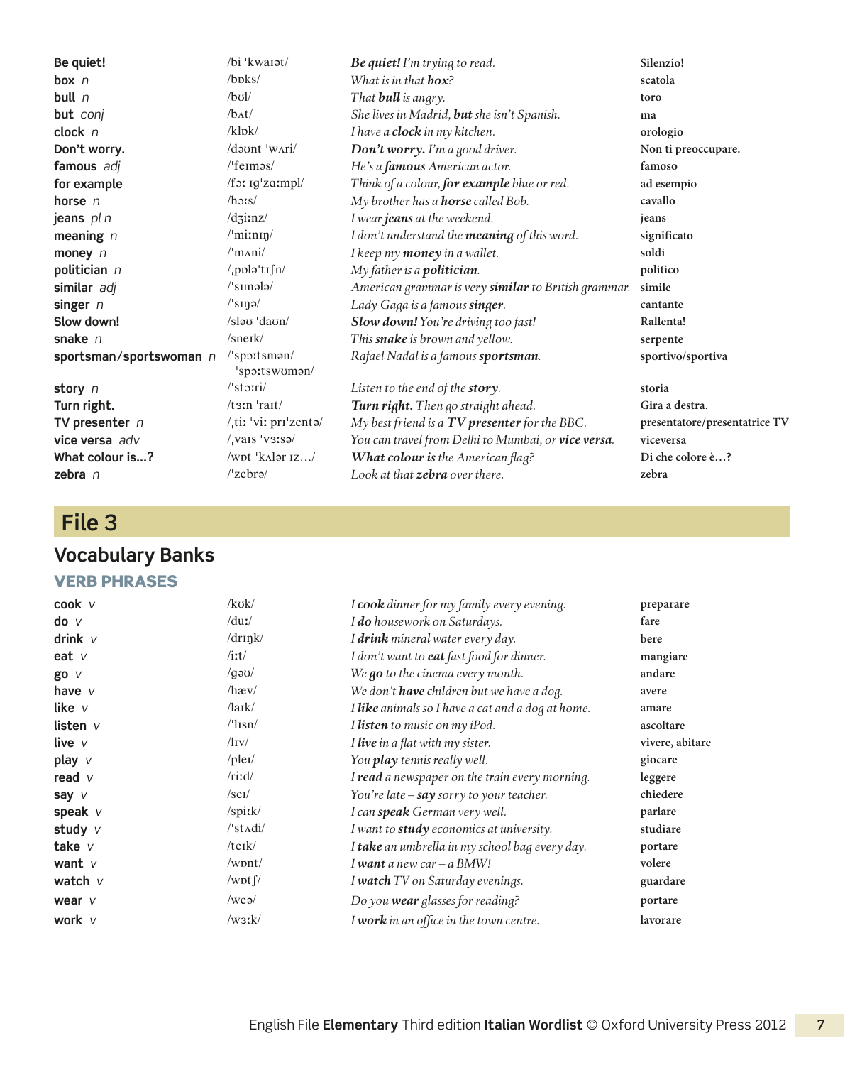| | | | |
|---|---|---|---|
| **Be quiet!** | /bi 'kwaɪət/ | ***Be quiet!*** *I'm trying to read.* | Silenzio! |
| **box** *n* | /bɒks/ | *What is in that* ***box****?* | scatola |
| **bull** *n* | /bʊl/ | *That* ***bull*** *is angry.* | toro |
| **but** *conj* | /bʌt/ | *She lives in Madrid,* ***but*** *she isn't Spanish.* | ma |
| **clock** *n* | /klɒk/ | *I have a* ***clock*** *in my kitchen.* | orologio |
| **Don't worry.** | /dəʊnt 'wʌri/ | ***Don't worry.*** *I'm a good driver.* | Non ti preoccupare. |
| **famous** *adj* | /'feɪməs/ | *He's a* ***famous*** *American actor.* | famoso |
| **for example** | /fɔː ɪg'zɑːmpl/ | *Think of a colour,* ***for example*** *blue or red.* | ad esempio |
| **horse** *n* | /hɔːs/ | *My brother has a* ***horse*** *called Bob.* | cavallo |
| **jeans** *pl n* | /dʒiːnz/ | *I wear* ***jeans*** *at the weekend.* | jeans |
| **meaning** *n* | /'miːnɪŋ/ | *I don't understand the* ***meaning*** *of this word.* | significato |
| **money** *n* | /'mʌni/ | *I keep my* ***money*** *in a wallet.* | soldi |
| **politician** *n* | /ˌpɒlə'tɪʃn/ | *My father is a* ***politician****.* | politico |
| **similar** *adj* | /'sɪmələ/ | *American grammar is very* ***similar*** *to British grammar.* | simile |
| **singer** *n* | /'sɪŋə/ | *Lady Gaga is a famous* ***singer****.* | cantante |
| **Slow down!** | /sləʊ 'daʊn/ | ***Slow down!*** *You're driving too fast!* | Rallenta! |
| **snake** *n* | /sneɪk/ | *This* ***snake*** *is brown and yellow.* | serpente |
| **sportsman/sportswoman** *n* | /'spɔːtsmən/ 'spɔːtswʊmən/ | *Rafael Nadal is a famous* ***sportsman****.* | sportivo/sportiva |
| **story** *n* | /'stɔːri/ | *Listen to the end of the* ***story****.* | storia |
| **Turn right.** | /tɜːn 'raɪt/ | ***Turn right.*** *Then go straight ahead.* | Gira a destra. |
| **TV presenter** *n* | /ˌtiː 'viː prɪ'zentə/ | *My best friend is a* ***TV presenter*** *for the BBC.* | presentatore/presentatrice TV |
| **vice versa** *adv* | /ˌvaɪs 'vɜːsə/ | *You can travel from Delhi to Mumbai, or* ***vice versa****.* | viceversa |
| **What colour is…?** | /wɒt 'kʌlər ɪz…/ | ***What colour is*** *the American flag?* | Di che colore è…? |
| **zebra** *n* | /'zebrə/ | *Look at that* ***zebra*** *over there.* | zebra |

# File 3

## Vocabulary Banks

### VERB PHRASES

| | | | |
|---|---|---|---|
| **cook** *v* | /kʊk/ | *I* ***cook*** *dinner for my family every evening.* | preparare |
| **do** *v* | /duː/ | *I* ***do*** *housework on Saturdays.* | fare |
| **drink** *v* | /drɪŋk/ | *I* ***drink*** *mineral water every day.* | bere |
| **eat** *v* | /iːt/ | *I don't want to* ***eat*** *fast food for dinner.* | mangiare |
| **go** *v* | /gəʊ/ | *We* ***go*** *to the cinema every month.* | andare |
| **have** *v* | /hæv/ | *We don't* ***have*** *children but we have a dog.* | avere |
| **like** *v* | /laɪk/ | *I* ***like*** *animals so I have a cat and a dog at home.* | amare |
| **listen** *v* | /'lɪsn/ | *I* ***listen*** *to music on my iPod.* | ascoltare |
| **live** *v* | /lɪv/ | *I* ***live*** *in a flat with my sister.* | vivere, abitare |
| **play** *v* | /pleɪ/ | *You* ***play*** *tennis really well.* | giocare |
| **read** *v* | /riːd/ | *I* ***read*** *a newspaper on the train every morning.* | leggere |
| **say** *v* | /seɪ/ | *You're late –* ***say*** *sorry to your teacher.* | chiedere |
| **speak** *v* | /spiːk/ | *I can* ***speak*** *German very well.* | parlare |
| **study** *v* | /'stʌdi/ | *I want to* ***study*** *economics at university.* | studiare |
| **take** *v* | /teɪk/ | *I* ***take*** *an umbrella in my school bag every day.* | portare |
| **want** *v* | /wɒnt/ | *I* ***want*** *a new car – a BMW!* | volere |
| **watch** *v* | /wɒtʃ/ | *I* ***watch*** *TV on Saturday evenings.* | guardare |
| **wear** *v* | /weə/ | *Do you* ***wear*** *glasses for reading?* | portare |
| **work** *v* | /wɜːk/ | *I* ***work*** *in an office in the town centre.* | lavorare |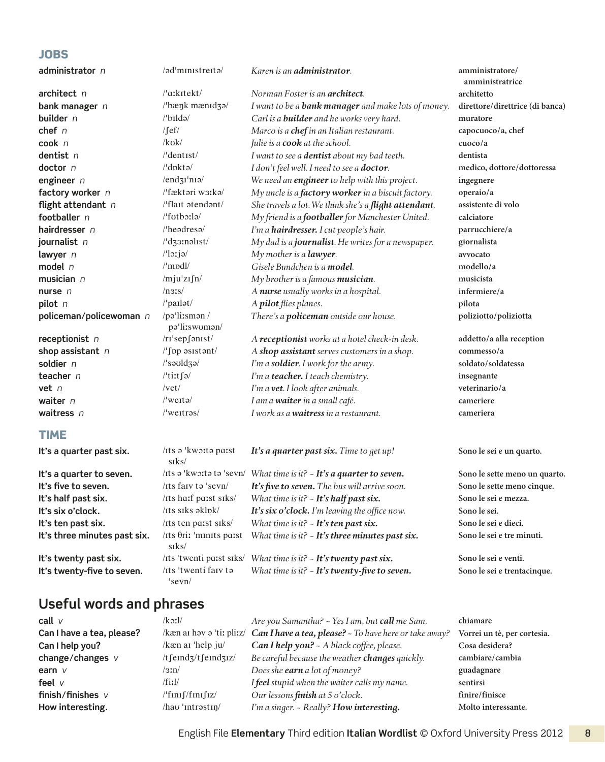## JOBS

| | | | |
|---|---|---|---|
| **administrator** *n* | /əd'mɪnɪstreɪtə/ | *Karen is an **administrator**.* | **amministratore/ amministratrice** |
| **architect** *n* | /'ɑːkɪtekt/ | *Norman Foster is an **architect**.* | **architetto** |
| **bank manager** *n* | /'bæŋk mænɪdʒə/ | *I want to be a **bank manager** and make lots of money.* | **direttore/direttrice (di banca)** |
| **builder** *n* | /'bɪldə/ | *Carl is a **builder** and he works very hard.* | **muratore** |
| **chef** *n* | /ʃef/ | *Marco is a **chef** in an Italian restaurant.* | **capocuoco/a, chef** |
| **cook** *n* | /kʊk/ | *Julie is a **cook** at the school.* | **cuoco/a** |
| **dentist** *n* | /'dentɪst/ | *I want to see a **dentist** about my bad teeth.* | **dentista** |
| **doctor** *n* | /'dɒktə/ | *I don't feel well. I need to see a **doctor**.* | **medico, dottore/dottoressa** |
| **engineer** *n* | /endʒɪ'nɪə/ | *We need an **engineer** to help with this project.* | **ingegnere** |
| **factory worker** *n* | /'fæktəri wɜːkə/ | *My uncle is a **factory worker** in a biscuit factory.* | **operaio/a** |
| **flight attendant** *n* | /'flaɪt ətendənt/ | *She travels a lot. We think she's a **flight attendant**.* | **assistente di volo** |
| **footballer** *n* | /'fʊtbɔːlə/ | *My friend is a **footballer** for Manchester United.* | **calciatore** |
| **hairdresser** *n* | /'heədresə/ | *I'm a **hairdresser.** I cut people's hair.* | **parrucchiere/a** |
| **journalist** *n* | /'dʒɜːnəlɪst/ | *My dad is a **journalist**. He writes for a newspaper.* | **giornalista** |
| **lawyer** *n* | /'lɔːjə/ | *My mother is a **lawyer**.* | **avvocato** |
| **model** *n* | /'mɒdl/ | *Gisele Bundchen is a **model**.* | **modello/a** |
| **musician** *n* | /mju'zɪʃn/ | *My brother is a famous **musician**.* | **musicista** |
| **nurse** *n* | /nɜːs/ | *A **nurse** usually works in a hospital.* | **infermiere/a** |
| **pilot** *n* | /'paɪlət/ | *A **pilot** flies planes.* | **pilota** |
| **policeman/policewoman** *n* | /pə'liːsmən / pə'liːswʊmən/ | *There's a **policeman** outside our house.* | **poliziotto/poliziotta** |
| **receptionist** *n* | /rɪ'sepʃənɪst/ | *A **receptionist** works at a hotel check-in desk.* | **addetto/a alla reception** |
| **shop assistant** *n* | /'ʃɒp əsɪstənt/ | *A **shop assistant** serves customers in a shop.* | **commesso/a** |
| **soldier** *n* | /'səʊldʒə/ | *I'm a **soldier**. I work for the army.* | **soldato/soldatessa** |
| **teacher** *n* | /'tiːtʃə/ | *I'm a **teacher.** I teach chemistry.* | **insegnante** |
| **vet** *n* | /vet/ | *I'm a **vet**. I look after animals.* | **veterinario/a** |
| **waiter** *n* | /'weɪtə/ | *I am a **waiter** in a small café.* | **cameriere** |
| **waitress** *n* | /'weɪtrəs/ | *I work as a **waitress** in a restaurant.* | **cameriera** |

## TIME

| | | | |
|---|---|---|---|
| **It's a quarter past six.** | /ɪts ə 'kwɔːtə pɑːst sɪks/ | ***It's a quarter past six.*** *Time to get up!* | **Sono le sei e un quarto.** |
| **It's a quarter to seven.** | /ɪts ə 'kwɔːtə tə 'sevn/ | *What time is it? ~ **It's a quarter to seven.*** | **Sono le sette meno un quarto.** |
| **It's five to seven.** | /ɪts faɪv tə 'sevn/ | ***It's five to seven.*** *The bus will arrive soon.* | **Sono le sette meno cinque.** |
| **It's half past six.** | /ɪts hɑːf pɑːst sɪks/ | *What time is it? ~ **It's half past six.*** | **Sono le sei e mezza.** |
| **It's six o'clock.** | /ɪts sɪks əklɒk/ | ***It's six o'clock.*** *I'm leaving the office now.* | **Sono le sei.** |
| **It's ten past six.** | /ɪts ten pɑːst sɪks/ | *What time is it? ~ **It's ten past six.*** | **Sono le sei e dieci.** |
| **It's three minutes past six.** | /ɪts θriː 'mɪnɪts pɑːst sɪks/ | *What time is it? ~ **It's three minutes past six.*** | **Sono le sei e tre minuti.** |
| **It's twenty past six.** | /ɪts 'twenti pɑːst sɪks/ | *What time is it? ~ **It's twenty past six.*** | **Sono le sei e venti.** |
| **It's twenty-five to seven.** | /ɪts 'twenti faɪv tə 'sevn/ | *What time is it? ~ **It's twenty-five to seven.*** | **Sono le sei e trentacinque.** |

## Useful words and phrases

| | | | |
|---|---|---|---|
| **call** *v* | /kɔːl/ | *Are you Samantha? ~ Yes I am, but **call** me Sam.* | **chiamare** |
| **Can I have a tea, please?** | /kæn aɪ həv ə 'tiː pliːz/ | ***Can I have a tea, please?*** *~ To have here or take away?* | **Vorrei un tè, per cortesia.** |
| **Can I help you?** | /kæn aɪ 'help ju/ | ***Can I help you?*** *~ A black coffee, please.* | **Cosa desidera?** |
| **change/changes** *v* | /tʃeɪndʒ/tʃeɪndʒɪz/ | *Be careful because the weather **changes** quickly.* | **cambiare/cambia** |
| **earn** *v* | /ɜːn/ | *Does she **earn** a lot of money?* | **guadagnare** |
| **feel** *v* | /fiːl/ | *I **feel** stupid when the waiter calls my name.* | **sentirsi** |
| **finish/finishes** *v* | /'fɪnɪʃ/fɪnɪʃɪz/ | *Our lessons **finish** at 5 o'clock.* | **finire/finisce** |
| **How interesting.** | /haʊ 'ɪntrəstɪŋ/ | *I'm a singer. ~ Really? **How interesting.*** | **Molto interessante.** |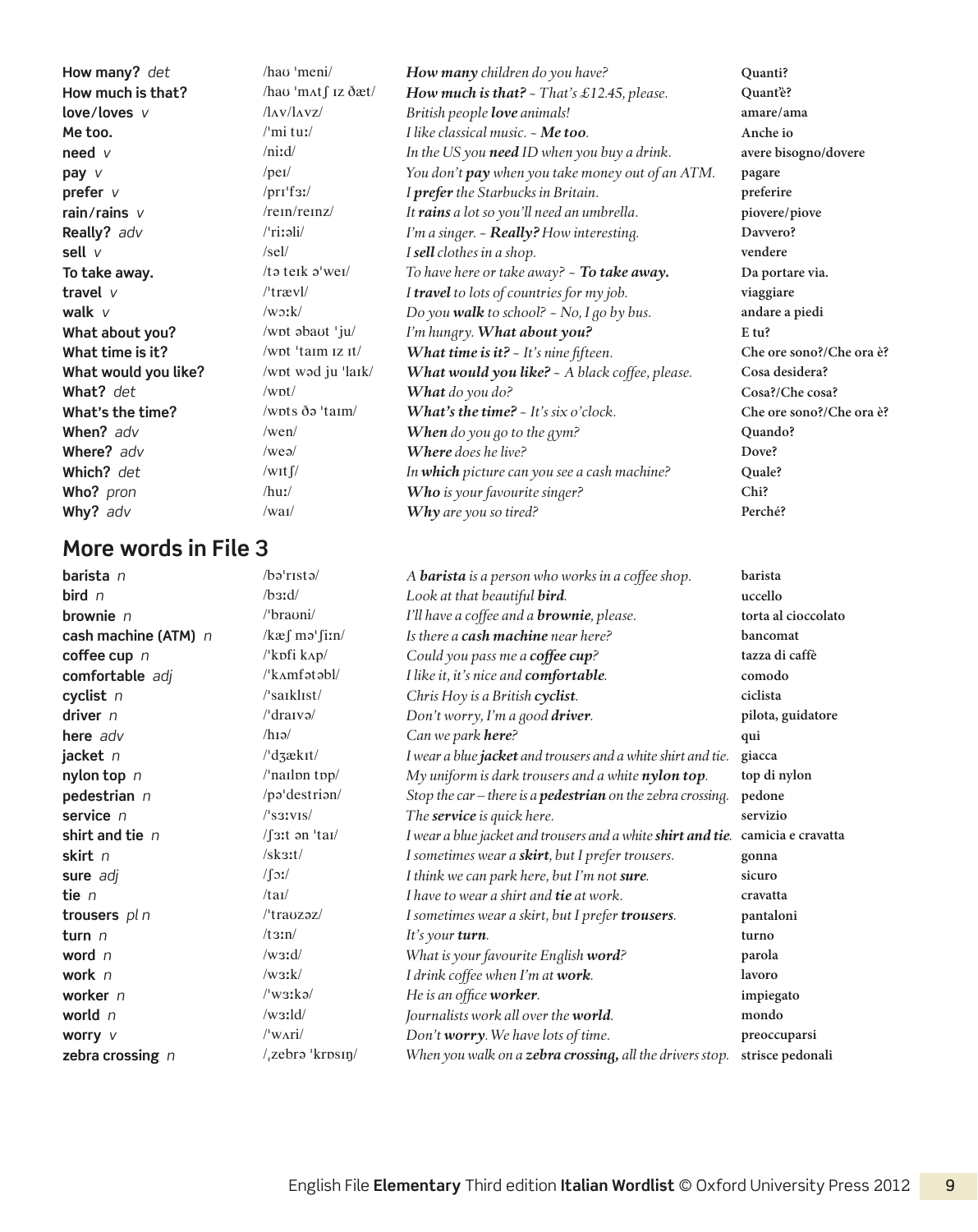| | | | |
|---|---|---|---|
| **How many?** *det* | /haʊ ˈmeni/ | ***How many*** *children do you have?* | **Quanti?** |
| **How much is that?** | /haʊ ˈmʌtʃ ɪz ðæt/ | ***How much is that?*** *~ That's £12.45, please.* | **Quant'è?** |
| **love/loves** *v* | /lʌv/lʌvz/ | *British people* ***love*** *animals!* | **amare/ama** |
| **Me too.** | /ˈmi tuː/ | *I like classical music. ~* ***Me too****.* | **Anche io** |
| **need** *v* | /niːd/ | *In the US you* ***need*** *ID when you buy a drink.* | **avere bisogno/dovere** |
| **pay** *v* | /peɪ/ | *You don't* ***pay*** *when you take money out of an ATM.* | **pagare** |
| **prefer** *v* | /prɪˈfɜː/ | *I* ***prefer*** *the Starbucks in Britain.* | **preferire** |
| **rain/rains** *v* | /reɪn/reɪnz/ | *It* ***rains*** *a lot so you'll need an umbrella.* | **piovere/piove** |
| **Really?** *adv* | /ˈriːəli/ | *I'm a singer. ~* ***Really?*** *How interesting.* | **Davvero?** |
| **sell** *v* | /sel/ | *I* ***sell*** *clothes in a shop.* | **vendere** |
| **To take away.** | /tə teɪk əˈweɪ/ | *To have here or take away? ~* ***To take away.*** | **Da portare via.** |
| **travel** *v* | /ˈtrævl/ | *I* ***travel*** *to lots of countries for my job.* | **viaggiare** |
| **walk** *v* | /wɔːk/ | *Do you* ***walk*** *to school? ~ No, I go by bus.* | **andare a piedi** |
| **What about you?** | /wɒt əbaʊt ˈju/ | *I'm hungry.* ***What about you?*** | **E tu?** |
| **What time is it?** | /wɒt ˈtaɪm ɪz ɪt/ | ***What time is it?*** *~ It's nine fifteen.* | **Che ore sono?/Che ora è?** |
| **What would you like?** | /wɒt wəd ju ˈlaɪk/ | ***What would you like?*** *~ A black coffee, please.* | **Cosa desidera?** |
| **What?** *det* | /wɒt/ | ***What*** *do you do?* | **Cosa?/Che cosa?** |
| **What's the time?** | /wɒts ðə ˈtaɪm/ | ***What's the time?*** *~ It's six o'clock.* | **Che ore sono?/Che ora è?** |
| **When?** *adv* | /wen/ | ***When*** *do you go to the gym?* | **Quando?** |
| **Where?** *adv* | /weə/ | ***Where*** *does he live?* | **Dove?** |
| **Which?** *det* | /wɪtʃ/ | *In* ***which*** *picture can you see a cash machine?* | **Quale?** |
| **Who?** *pron* | /huː/ | ***Who*** *is your favourite singer?* | **Chi?** |
| **Why?** *adv* | /waɪ/ | ***Why*** *are you so tired?* | **Perché?** |

## More words in File 3

| | | | |
|---|---|---|---|
| **barista** *n* | /bəˈrɪstə/ | *A* ***barista*** *is a person who works in a coffee shop.* | **barista** |
| **bird** *n* | /bɜːd/ | *Look at that beautiful* ***bird****.* | **uccello** |
| **brownie** *n* | /ˈbraʊni/ | *I'll have a coffee and a* ***brownie****, please.* | **torta al cioccolato** |
| **cash machine (ATM)** *n* | /kæʃ məˈʃiːn/ | *Is there a* ***cash machine*** *near here?* | **bancomat** |
| **coffee cup** *n* | /ˈkɒfi kʌp/ | *Could you pass me a* ***coffee cup****?* | **tazza di caffè** |
| **comfortable** *adj* | /ˈkʌmfətəbl/ | *I like it, it's nice and* ***comfortable****.* | **comodo** |
| **cyclist** *n* | /ˈsaɪklɪst/ | *Chris Hoy is a British* ***cyclist****.* | **ciclista** |
| **driver** *n* | /ˈdraɪvə/ | *Don't worry, I'm a good* ***driver****.* | **pilota, guidatore** |
| **here** *adv* | /hɪə/ | *Can we park* ***here****?* | **qui** |
| **jacket** *n* | /ˈdʒækɪt/ | *I wear a blue* ***jacket*** *and trousers and a white shirt and tie.* | **giacca** |
| **nylon top** *n* | /ˈnaɪlɒn tɒp/ | *My uniform is dark trousers and a white* ***nylon top****.* | **top di nylon** |
| **pedestrian** *n* | /pəˈdestriən/ | *Stop the car – there is a* ***pedestrian*** *on the zebra crossing.* | **pedone** |
| **service** *n* | /ˈsɜːvɪs/ | *The* ***service*** *is quick here.* | **servizio** |
| **shirt and tie** *n* | /ʃɜːt ən ˈtaɪ/ | *I wear a blue jacket and trousers and a white* ***shirt and tie****.* | **camicia e cravatta** |
| **skirt** *n* | /skɜːt/ | *I sometimes wear a* ***skirt****, but I prefer trousers.* | **gonna** |
| **sure** *adj* | /ʃɔː/ | *I think we can park here, but I'm not* ***sure****.* | **sicuro** |
| **tie** *n* | /taɪ/ | *I have to wear a shirt and* ***tie*** *at work.* | **cravatta** |
| **trousers** *pl n* | /ˈtraʊzəz/ | *I sometimes wear a skirt, but I prefer* ***trousers****.* | **pantaloni** |
| **turn** *n* | /tɜːn/ | *It's your* ***turn****.* | **turno** |
| **word** *n* | /wɜːd/ | *What is your favourite English* ***word****?* | **parola** |
| **work** *n* | /wɜːk/ | *I drink coffee when I'm at* ***work****.* | **lavoro** |
| **worker** *n* | /ˈwɜːkə/ | *He is an office* ***worker****.* | **impiegato** |
| **world** *n* | /wɜːld/ | *Journalists work all over the* ***world****.* | **mondo** |
| **worry** *v* | /ˈwʌri/ | *Don't* ***worry****. We have lots of time.* | **preoccuparsi** |
| **zebra crossing** *n* | /ˌzebrə ˈkrɒsɪŋ/ | *When you walk on a* ***zebra crossing,*** *all the drivers stop.* | **strisce pedonali** |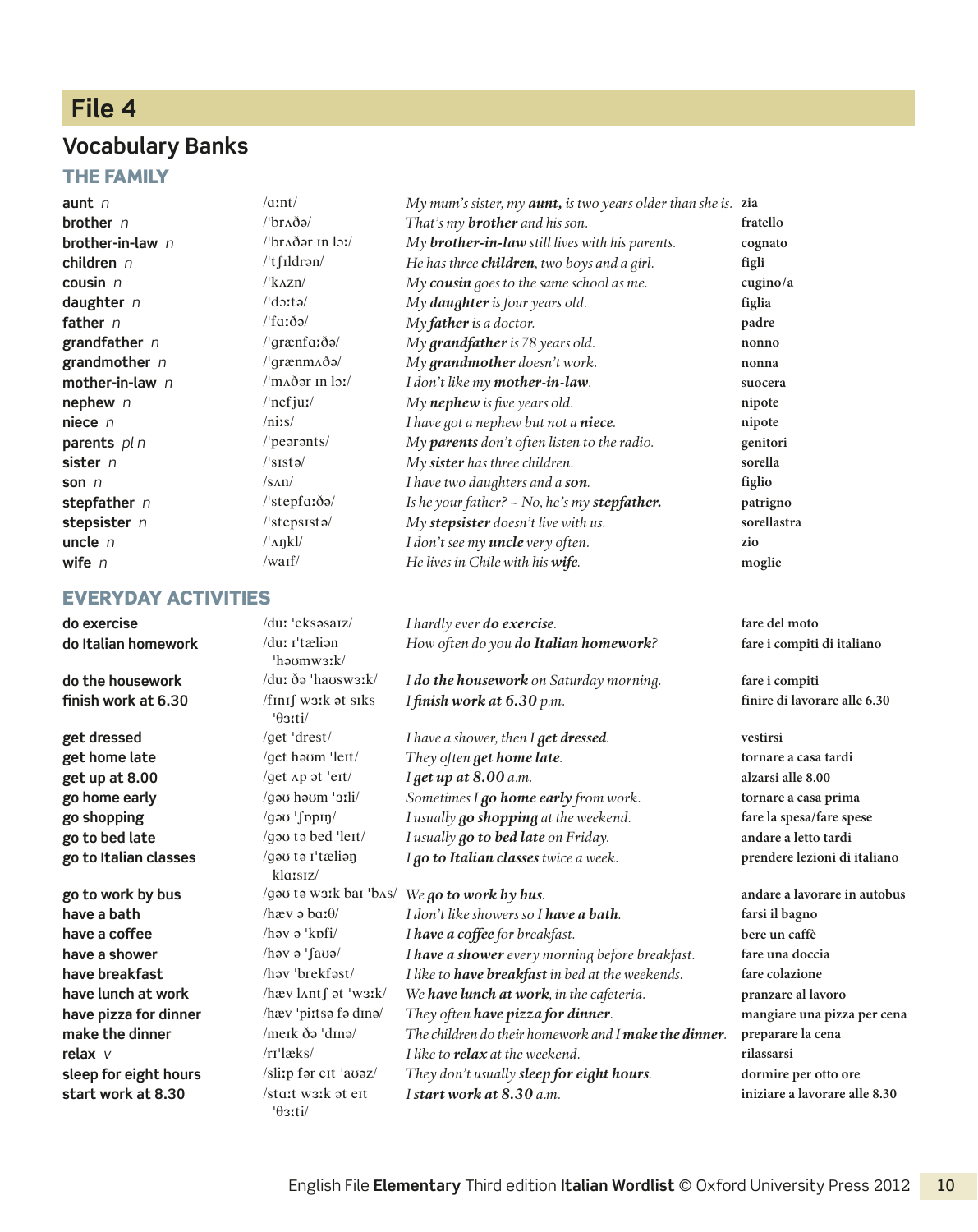# File 4

## Vocabulary Banks

### THE FAMILY

| | | | |
|---|---|---|---|
| **aunt** *n* | /ɑːnt/ | *My mum's sister, my **aunt,** is two years older than she is.* | **zia** |
| **brother** *n* | /ˈbrʌðə/ | *That's my **brother** and his son.* | **fratello** |
| **brother-in-law** *n* | /ˈbrʌðər ɪn lɔː/ | *My **brother-in-law** still lives with his parents.* | **cognato** |
| **children** *n* | /ˈtʃɪldrən/ | *He has three **children**, two boys and a girl.* | **figli** |
| **cousin** *n* | /ˈkʌzn/ | *My **cousin** goes to the same school as me.* | **cugino/a** |
| **daughter** *n* | /ˈdɔːtə/ | *My **daughter** is four years old.* | **figlia** |
| **father** *n* | /ˈfɑːðə/ | *My **father** is a doctor.* | **padre** |
| **grandfather** *n* | /ˈgrænfɑːðə/ | *My **grandfather** is 78 years old.* | **nonno** |
| **grandmother** *n* | /ˈgrænmʌðə/ | *My **grandmother** doesn't work.* | **nonna** |
| **mother-in-law** *n* | /ˈmʌðər ɪn lɔː/ | *I don't like my **mother-in-law**.* | **suocera** |
| **nephew** *n* | /ˈnefjuː/ | *My **nephew** is five years old.* | **nipote** |
| **niece** *n* | /niːs/ | *I have got a nephew but not a **niece**.* | **nipote** |
| **parents** *pl n* | /ˈpeərənts/ | *My **parents** don't often listen to the radio.* | **genitori** |
| **sister** *n* | /ˈsɪstə/ | *My **sister** has three children.* | **sorella** |
| **son** *n* | /sʌn/ | *I have two daughters and a **son**.* | **figlio** |
| **stepfather** *n* | /ˈstepfɑːðə/ | *Is he your father? ~ No, he's my **stepfather.*** | **patrigno** |
| **stepsister** *n* | /ˈstepsɪstə/ | *My **stepsister** doesn't live with us.* | **sorellastra** |
| **uncle** *n* | /ˈʌŋkl/ | *I don't see my **uncle** very often.* | **zio** |
| **wife** *n* | /waɪf/ | *He lives in Chile with his **wife**.* | **moglie** |

### EVERYDAY ACTIVITIES

| | | | |
|---|---|---|---|
| **do exercise** | /duː ˈeksəsaɪz/ | *I hardly ever **do exercise**.* | **fare del moto** |
| **do Italian homework** | /duː ɪˈtæliən ˈhəʊmwɜːk/ | *How often do you **do Italian homework**?* | **fare i compiti di italiano** |
| **do the housework** | /duː ðə ˈhaʊswɜːk/ | *I **do the housework** on Saturday morning.* | **fare i compiti** |
| **finish work at 6.30** | /fɪnɪʃ wɜːk ət sɪks ˈθɜːti/ | *I **finish work at 6.30** p.m.* | **finire di lavorare alle 6.30** |
| **get dressed** | /get ˈdrest/ | *I have a shower, then I **get dressed**.* | **vestirsi** |
| **get home late** | /get həʊm ˈleɪt/ | *They often **get home late**.* | **tornare a casa tardi** |
| **get up at 8.00** | /get ʌp ət ˈeɪt/ | *I **get up at 8.00** a.m.* | **alzarsi alle 8.00** |
| **go home early** | /gəʊ həʊm ˈɜːli/ | *Sometimes I **go home early** from work.* | **tornare a casa prima** |
| **go shopping** | /gəʊ ˈʃɒpɪŋ/ | *I usually **go shopping** at the weekend.* | **fare la spesa/fare spese** |
| **go to bed late** | /gəʊ tə bed ˈleɪt/ | *I usually **go to bed late** on Friday.* | **andare a letto tardi** |
| **go to Italian classes** | /gəʊ tə ɪˈtæliəŋ klɑːsɪz/ | *I **go to Italian classes** twice a week.* | **prendere lezioni di italiano** |
| **go to work by bus** | /gəʊ tə wɜːk baɪ ˈbʌs/ | *We **go to work by bus**.* | **andare a lavorare in autobus** |
| **have a bath** | /hæv ə bɑːθ/ | *I don't like showers so I **have a bath**.* | **farsi il bagno** |
| **have a coffee** | /həv ə ˈkɒfi/ | *I **have a coffee** for breakfast.* | **bere un caffè** |
| **have a shower** | /həv ə ˈʃaʊə/ | *I **have a shower** every morning before breakfast.* | **fare una doccia** |
| **have breakfast** | /həv ˈbrekfəst/ | *I like to **have breakfast** in bed at the weekends.* | **fare colazione** |
| **have lunch at work** | /hæv lʌntʃ ət ˈwɜːk/ | *We **have lunch at work**, in the cafeteria.* | **pranzare al lavoro** |
| **have pizza for dinner** | /hæv ˈpiːtsə fə dɪnə/ | *They often **have pizza for dinner**.* | **mangiare una pizza per cena** |
| **make the dinner** | /meɪk ðə ˈdɪnə/ | *The children do their homework and I **make the dinner**.* | **preparare la cena** |
| **relax** *v* | /rɪˈlæks/ | *I like to **relax** at the weekend.* | **rilassarsi** |
| **sleep for eight hours** | /sliːp fər eɪt ˈaʊəz/ | *They don't usually **sleep for eight hours**.* | **dormire per otto ore** |
| **start work at 8.30** | /stɑːt wɜːk ət eɪt ˈθɜːti/ | *I **start work at 8.30** a.m.* | **iniziare a lavorare alle 8.30** |

English File **Elementary** Third edition **Italian Wordlist** © Oxford University Press 2012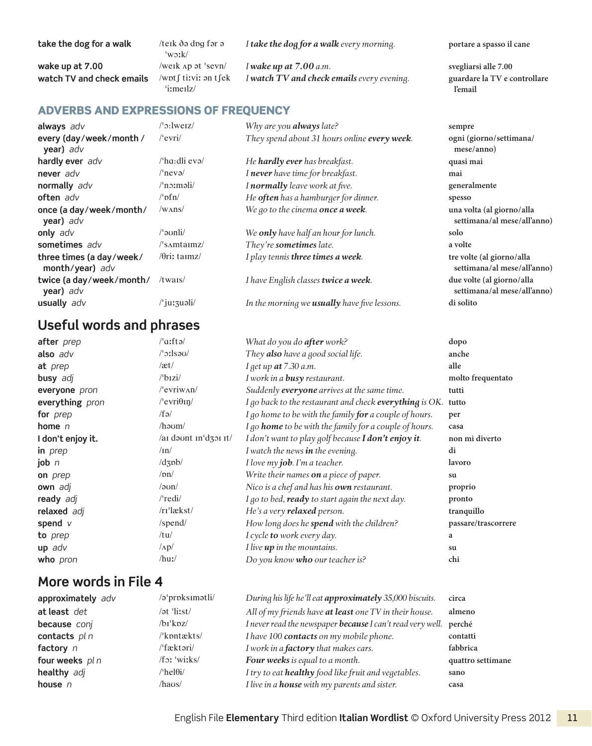| | | | |
|---|---|---|---|
| **take the dog for a walk** | /teɪk ðə dɒg fər ə ˈwɔːk/ | *I **take the dog for a walk** every morning.* | **portare a spasso il cane** |
| **wake up at 7.00** | /weɪk ʌp ət ˈsevn/ | *I **wake up at 7.00** a.m.* | **svegliarsi alle 7.00** |
| **watch TV and check emails** | /wɒtʃ tiːviː ən tʃek ˈiːmeɪlz/ | *I **watch TV and check emails** every evening.* | **guardare la TV e controllare l'email** |

## ADVERBS AND EXPRESSIONS OF FREQUENCY

| | | | |
|---|---|---|---|
| **always** *adv* | /ˈɔːlweɪz/ | *Why are you **always** late?* | **sempre** |
| **every (day/week/month / year)** *adv* | /ˈevri/ | *They spend about 31 hours online **every week**.* | **ogni (giorno/settimana/ mese/anno)** |
| **hardly ever** *adv* | /ˈhɑːdli evə/ | *He **hardly ever** has breakfast.* | **quasi mai** |
| **never** *adv* | /ˈnevə/ | *I **never** have time for breakfast.* | **mai** |
| **normally** *adv* | /ˈnɔːməli/ | *I **normally** leave work at five.* | **generalmente** |
| **often** *adv* | /ˈɒfn/ | *He **often** has a hamburger for dinner.* | **spesso** |
| **once (a day/week/month/ year)** *adv* | /wʌns/ | *We go to the cinema **once a week**.* | **una volta (al giorno/alla settimana/al mese/all'anno)** |
| **only** *adv* | /ˈəʊnli/ | *We **only** have half an hour for lunch.* | **solo** |
| **sometimes** *adv* | /ˈsʌmtaɪmz/ | *They're **sometimes** late.* | **a volte** |
| **three times (a day/week/ month/year)** *adv* | /θriː taɪmz/ | *I play tennis **three times a week**.* | **tre volte (al giorno/alla settimana/al mese/all'anno)** |
| **twice (a day/week/month/ year)** *adv* | /twaɪs/ | *I have English classes **twice a week**.* | **due volte (al giorno/alla settimana/al mese/all'anno)** |
| **usually** *adv* | /ˈjuːʒuəli/ | *In the morning we **usually** have five lessons.* | **di solito** |

## Useful words and phrases

| | | | |
|---|---|---|---|
| **after** *prep* | /ˈɑːftə/ | *What do you do **after** work?* | **dopo** |
| **also** *adv* | /ˈɔːlsəʊ/ | *They **also** have a good social life.* | **anche** |
| **at** *prep* | /æt/ | *I get up **at** 7.30 a.m.* | **alle** |
| **busy** *adj* | /ˈbɪzi/ | *I work in a **busy** restaurant.* | **molto frequentato** |
| **everyone** *pron* | /ˈevriwʌn/ | *Suddenly **everyone** arrives at the same time.* | **tutti** |
| **everything** *pron* | /ˈevriθɪŋ/ | *I go back to the restaurant and check **everything** is OK.* | **tutto** |
| **for** *prep* | /fə/ | *I go home to be with the family **for** a couple of hours.* | **per** |
| **home** *n* | /həʊm/ | *I go **home** to be with the family for a couple of hours.* | **casa** |
| **I don't enjoy it.** | /aɪ dəʊnt ɪnˈdʒɔɪ ɪt/ | *I don't want to play golf because **I don't enjoy it**.* | **non mi diverto** |
| **in** *prep* | /ɪn/ | *I watch the news **in** the evening.* | **di** |
| **job** *n* | /dʒɒb/ | *I love my **job**. I'm a teacher.* | **lavoro** |
| **on** *prep* | /ɒn/ | *Write their names **on** a piece of paper.* | **su** |
| **own** *adj* | /əʊn/ | *Nico is a chef and has his **own** restaurant.* | **proprio** |
| **ready** *adj* | /ˈredi/ | *I go to bed, **ready** to start again the next day.* | **pronto** |
| **relaxed** *adj* | /rɪˈlækst/ | *He's a very **relaxed** person.* | **tranquillo** |
| **spend** *v* | /spend/ | *How long does he **spend** with the children?* | **passare/trascorrere** |
| **to** *prep* | /tu/ | *I cycle **to** work every day.* | **a** |
| **up** *adv* | /ʌp/ | *I live **up** in the mountains.* | **su** |
| **who** *pron* | /huː/ | *Do you know **who** our teacher is?* | **chi** |

## More words in File 4

| | | | |
|---|---|---|---|
| **approximately** *adv* | /əˈprɒksɪmətli/ | *During his life he'll eat **approximately** 35,000 biscuits.* | **circa** |
| **at least** *det* | /ət ˈliːst/ | *All of my friends have **at least** one TV in their house.* | **almeno** |
| **because** *conj* | /bɪˈkɒz/ | *I never read the newspaper **because** I can't read very well.* | **perché** |
| **contacts** *pl n* | /ˈkɒntækts/ | *I have 100 **contacts** on my mobile phone.* | **contatti** |
| **factory** *n* | /ˈfæktəri/ | *I work in a **factory** that makes cars.* | **fabbrica** |
| **four weeks** *pl n* | /fɔː ˈwiːks/ | ***Four weeks** is equal to a month.* | **quattro settimane** |
| **healthy** *adj* | /ˈhelθi/ | *I try to eat **healthy** food like fruit and vegetables.* | **sano** |
| **house** *n* | /haʊs/ | *I live in a **house** with my parents and sister.* | **casa** |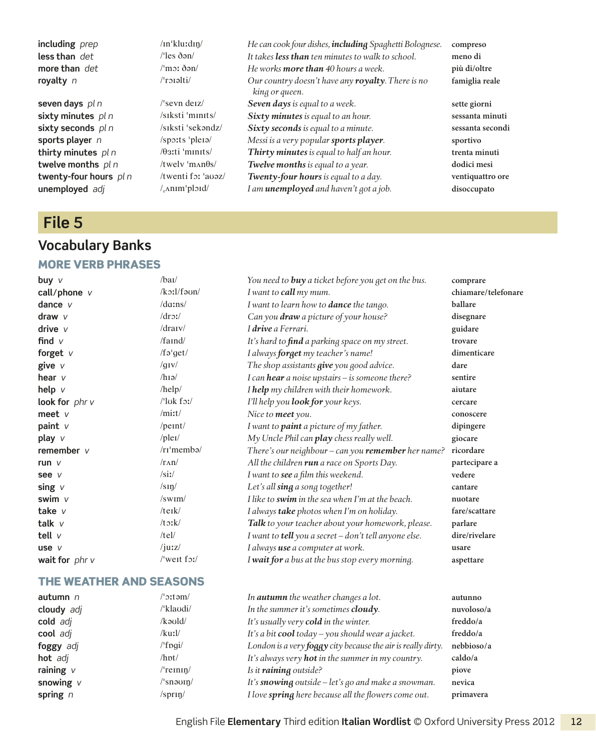| | | | |
|---|---|---|---|
| **including** *prep* | /ɪn'kluːdɪŋ/ | *He can cook four dishes, **including** Spaghetti Bolognese.* | **compreso** |
| **less than** *det* | /'les ðən/ | *It takes **less than** ten minutes to walk to school.* | **meno di** |
| **more than** *det* | /'mɔː ðən/ | *He works **more than** 40 hours a week.* | **più di/oltre** |
| **royalty** *n* | /'rɔɪəlti/ | *Our country doesn't have any **royalty**. There is no king or queen.* | **famiglia reale** |
| **seven days** *pl n* | /'sevn deɪz/ | ***Seven days** is equal to a week.* | **sette giorni** |
| **sixty minutes** *pl n* | /sɪksti 'mɪnɪts/ | ***Sixty minutes** is equal to an hour.* | **sessanta minuti** |
| **sixty seconds** *pl n* | /sɪksti 'sekəndz/ | ***Sixty seconds** is equal to a minute.* | **sessanta secondi** |
| **sports player** *n* | /spɔːts 'pleɪə/ | *Messi is a very popular **sports player**.* | **sportivo** |
| **thirty minutes** *pl n* | /θɜːti 'mɪnɪts/ | ***Thirty minutes** is equal to half an hour.* | **trenta minuti** |
| **twelve months** *pl n* | /twelv 'mʌnθs/ | ***Twelve months** is equal to a year.* | **dodici mesi** |
| **twenty-four hours** *pl n* | /twenti fɔː 'aʊəz/ | ***Twenty-four hours** is equal to a day.* | **ventiquattro ore** |
| **unemployed** *adj* | /ˌʌnɪm'plɔɪd/ | *I am **unemployed** and haven't got a job.* | **disoccupato** |

# File 5

## Vocabulary Banks

### MORE VERB PHRASES

| | | | |
|---|---|---|---|
| **buy** *v* | /baɪ/ | *You need to **buy** a ticket before you get on the bus.* | **comprare** |
| **call/phone** *v* | /kɔːl/fəʊn/ | *I want to **call** my mum.* | **chiamare/telefonare** |
| **dance** *v* | /dɑːns/ | *I want to learn how to **dance** the tango.* | **ballare** |
| **draw** *v* | /drɔː/ | *Can you **draw** a picture of your house?* | **disegnare** |
| **drive** *v* | /draɪv/ | *I **drive** a Ferrari.* | **guidare** |
| **find** *v* | /faɪnd/ | *It's hard to **find** a parking space on my street.* | **trovare** |
| **forget** *v* | /fə'get/ | *I always **forget** my teacher's name!* | **dimenticare** |
| **give** *v* | /gɪv/ | *The shop assistants **give** you good advice.* | **dare** |
| **hear** *v* | /hɪə/ | *I can **hear** a noise upstairs – is someone there?* | **sentire** |
| **help** *v* | /help/ | *I **help** my children with their homework.* | **aiutare** |
| **look for** *phr v* | /'lʊk fɔː/ | *I'll help you **look for** your keys.* | **cercare** |
| **meet** *v* | /miːt/ | *Nice to **meet** you.* | **conoscere** |
| **paint** *v* | /peɪnt/ | *I want to **paint** a picture of my father.* | **dipingere** |
| **play** *v* | /pleɪ/ | *My Uncle Phil can **play** chess really well.* | **giocare** |
| **remember** *v* | /rɪ'membə/ | *There's our neighbour – can you **remember** her name?* | **ricordare** |
| **run** *v* | /rʌn/ | *All the children **run** a race on Sports Day.* | **partecipare a** |
| **see** *v* | /siː/ | *I want to **see** a film this weekend.* | **vedere** |
| **sing** *v* | /sɪŋ/ | *Let's all **sing** a song together!* | **cantare** |
| **swim** *v* | /swɪm/ | *I like to **swim** in the sea when I'm at the beach.* | **nuotare** |
| **take** *v* | /teɪk/ | *I always **take** photos when I'm on holiday.* | **fare/scattare** |
| **talk** *v* | /tɔːk/ | ***Talk** to your teacher about your homework, please.* | **parlare** |
| **tell** *v* | /tel/ | *I want to **tell** you a secret – don't tell anyone else.* | **dire/rivelare** |
| **use** *v* | /juːz/ | *I always **use** a computer at work.* | **usare** |
| **wait for** *phr v* | /'weɪt fɔː/ | *I **wait for** a bus at the bus stop every morning.* | **aspettare** |

### THE WEATHER AND SEASONS

| | | | |
|---|---|---|---|
| **autumn** *n* | /'ɔːtəm/ | *In **autumn** the weather changes a lot.* | **autunno** |
| **cloudy** *adj* | /'klaʊdi/ | *In the summer it's sometimes **cloudy**.* | **nuvoloso/a** |
| **cold** *adj* | /kəʊld/ | *It's usually very **cold** in the winter.* | **freddo/a** |
| **cool** *adj* | /kuːl/ | *It's a bit **cool** today – you should wear a jacket.* | **freddo/a** |
| **foggy** *adj* | /'fɒgi/ | *London is a very **foggy** city because the air is really dirty.* | **nebbioso/a** |
| **hot** *adj* | /hɒt/ | *It's always very **hot** in the summer in my country.* | **caldo/a** |
| **raining** *v* | /'reɪnɪŋ/ | *Is it **raining** outside?* | **piove** |
| **snowing** *v* | /'snəʊɪŋ/ | *It's **snowing** outside – let's go and make a snowman.* | **nevica** |
| **spring** *n* | /sprɪŋ/ | *I love **spring** here because all the flowers come out.* | **primavera** |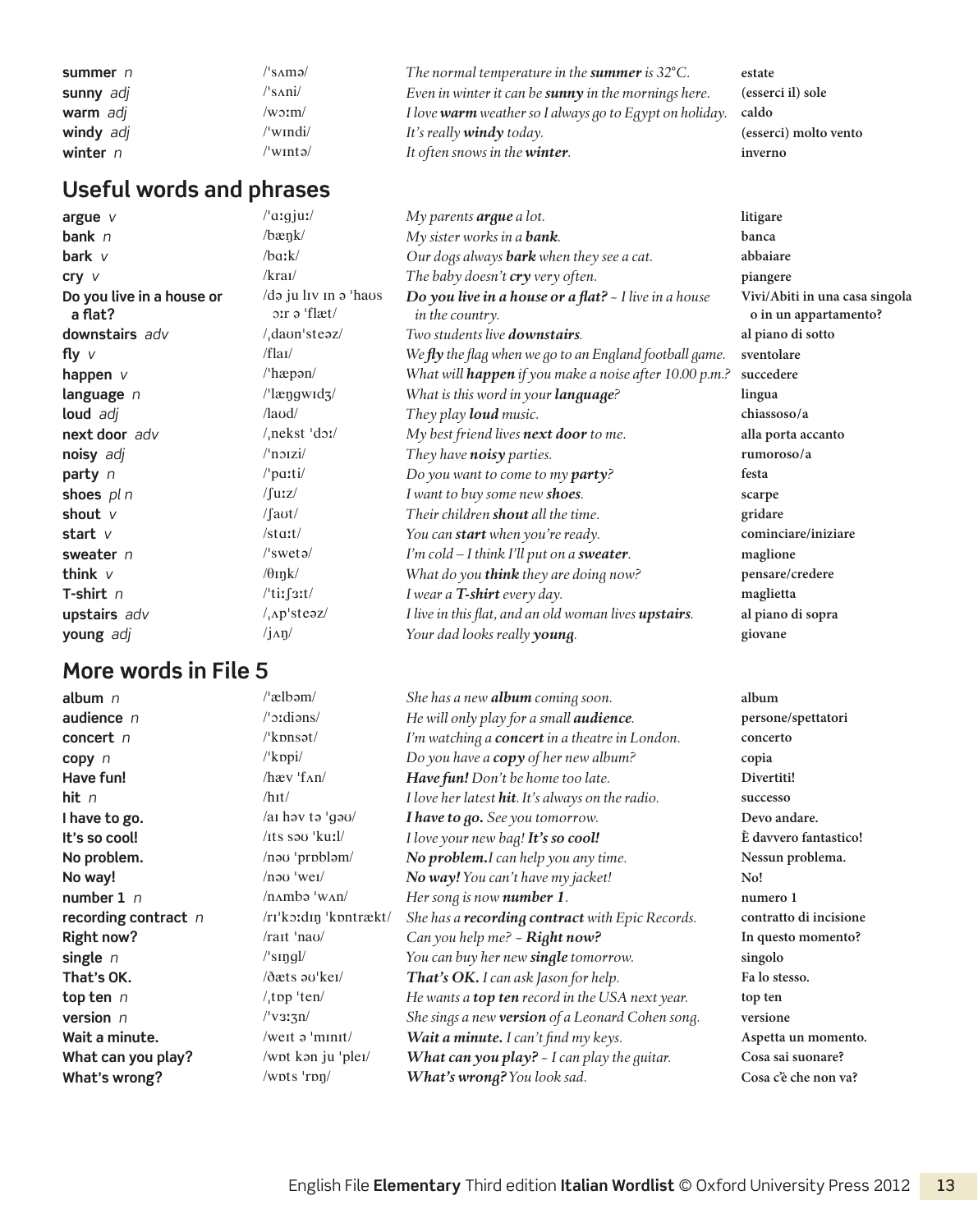| | | | |
|---|---|---|---|
| **summer** *n* | /ˈsʌmə/ | *The normal temperature in the* ***summer*** *is 32°C.* | **estate** |
| **sunny** *adj* | /ˈsʌni/ | *Even in winter it can be* ***sunny*** *in the mornings here.* | **(esserci il) sole** |
| **warm** *adj* | /wɔːm/ | *I love* ***warm*** *weather so I always go to Egypt on holiday.* | **caldo** |
| **windy** *adj* | /ˈwɪndi/ | *It's really* ***windy*** *today.* | **(esserci) molto vento** |
| **winter** *n* | /ˈwɪntə/ | *It often snows in the* ***winter****.* | **inverno** |

## Useful words and phrases

| | | | |
|---|---|---|---|
| **argue** *v* | /ˈɑːgjuː/ | *My parents* ***argue*** *a lot.* | **litigare** |
| **bank** *n* | /bæŋk/ | *My sister works in a* ***bank****.* | **banca** |
| **bark** *v* | /bɑːk/ | *Our dogs always* ***bark*** *when they see a cat.* | **abbaiare** |
| **cry** *v* | /kraɪ/ | *The baby doesn't* ***cry*** *very often.* | **piangere** |
| **Do you live in a house or a flat?** | /də ju lɪv ɪn ə ˈhaʊs ɔːr ə ˈflæt/ | ***Do you live in a house or a flat?*** *~ I live in a house in the country.* | **Vivi/Abiti in una casa singola o in un appartamento?** |
| **downstairs** *adv* | /ˌdaʊnˈsteəz/ | *Two students live* ***downstairs****.* | **al piano di sotto** |
| **fly** *v* | /flaɪ/ | *We* ***fly*** *the flag when we go to an England football game.* | **sventolare** |
| **happen** *v* | /ˈhæpən/ | *What will* ***happen*** *if you make a noise after 10.00 p.m.?* | **succedere** |
| **language** *n* | /ˈlæŋgwɪdʒ/ | *What is this word in your* ***language****?* | **lingua** |
| **loud** *adj* | /laʊd/ | *They play* ***loud*** *music.* | **chiassoso/a** |
| **next door** *adv* | /ˌnekst ˈdɔː/ | *My best friend lives* ***next door*** *to me.* | **alla porta accanto** |
| **noisy** *adj* | /ˈnɔɪzi/ | *They have* ***noisy*** *parties.* | **rumoroso/a** |
| **party** *n* | /ˈpɑːti/ | *Do you want to come to my* ***party****?* | **festa** |
| **shoes** *pl n* | /ʃuːz/ | *I want to buy some new* ***shoes****.* | **scarpe** |
| **shout** *v* | /ʃaʊt/ | *Their children* ***shout*** *all the time.* | **gridare** |
| **start** *v* | /stɑːt/ | *You can* ***start*** *when you're ready.* | **cominciare/iniziare** |
| **sweater** *n* | /ˈswetə/ | *I'm cold – I think I'll put on a* ***sweater****.* | **maglione** |
| **think** *v* | /θɪŋk/ | *What do you* ***think*** *they are doing now?* | **pensare/credere** |
| **T-shirt** *n* | /ˈtiːʃɜːt/ | *I wear a* ***T-shirt*** *every day.* | **maglietta** |
| **upstairs** *adv* | /ˌʌpˈsteəz/ | *I live in this flat, and an old woman lives* ***upstairs****.* | **al piano di sopra** |
| **young** *adj* | /jʌŋ/ | *Your dad looks really* ***young****.* | **giovane** |

## More words in File 5

| | | | |
|---|---|---|---|
| **album** *n* | /ˈælbəm/ | *She has a new* ***album*** *coming soon.* | **album** |
| **audience** *n* | /ˈɔːdiəns/ | *He will only play for a small* ***audience****.* | **persone/spettatori** |
| **concert** *n* | /ˈkɒnsət/ | *I'm watching a* ***concert*** *in a theatre in London.* | **concerto** |
| **copy** *n* | /ˈkɒpi/ | *Do you have a* ***copy*** *of her new album?* | **copia** |
| **Have fun!** | /hæv ˈfʌn/ | ***Have fun!*** *Don't be home too late.* | **Divertiti!** |
| **hit** *n* | /hɪt/ | *I love her latest* ***hit****. It's always on the radio.* | **successo** |
| **I have to go.** | /aɪ həv tə ˈgəʊ/ | ***I have to go.*** *See you tomorrow.* | **Devo andare.** |
| **It's so cool!** | /ɪts səʊ ˈkuːl/ | *I love your new bag!* ***It's so cool!*** | **È davvero fantastico!** |
| **No problem.** | /nəʊ ˈprɒbləm/ | ***No problem.*** *I can help you any time.* | **Nessun problema.** |
| **No way!** | /nəʊ ˈweɪ/ | ***No way!*** *You can't have my jacket!* | **No!** |
| **number 1** *n* | /nʌmbə ˈwʌn/ | *Her song is now* ***number 1****.* | **numero 1** |
| **recording contract** *n* | /rɪˈkɔːdɪŋ ˈkɒntrækt/ | *She has a* ***recording contract*** *with Epic Records.* | **contratto di incisione** |
| **Right now?** | /raɪt ˈnaʊ/ | *Can you help me? ~* ***Right now?*** | **In questo momento?** |
| **single** *n* | /ˈsɪŋgl/ | *You can buy her new* ***single*** *tomorrow.* | **singolo** |
| **That's OK.** | /ðæts əʊˈkeɪ/ | ***That's OK.*** *I can ask Jason for help.* | **Fa lo stesso.** |
| **top ten** *n* | /ˌtɒp ˈten/ | *He wants a* ***top ten*** *record in the USA next year.* | **top ten** |
| **version** *n* | /ˈvɜːʒn/ | *She sings a new* ***version*** *of a Leonard Cohen song.* | **versione** |
| **Wait a minute.** | /weɪt ə ˈmɪnɪt/ | ***Wait a minute.*** *I can't find my keys.* | **Aspetta un momento.** |
| **What can you play?** | /wɒt kən ju ˈpleɪ/ | ***What can you play?*** *~ I can play the guitar.* | **Cosa sai suonare?** |
| **What's wrong?** | /wɒts ˈrɒŋ/ | ***What's wrong?*** *You look sad.* | **Cosa c'è che non va?** |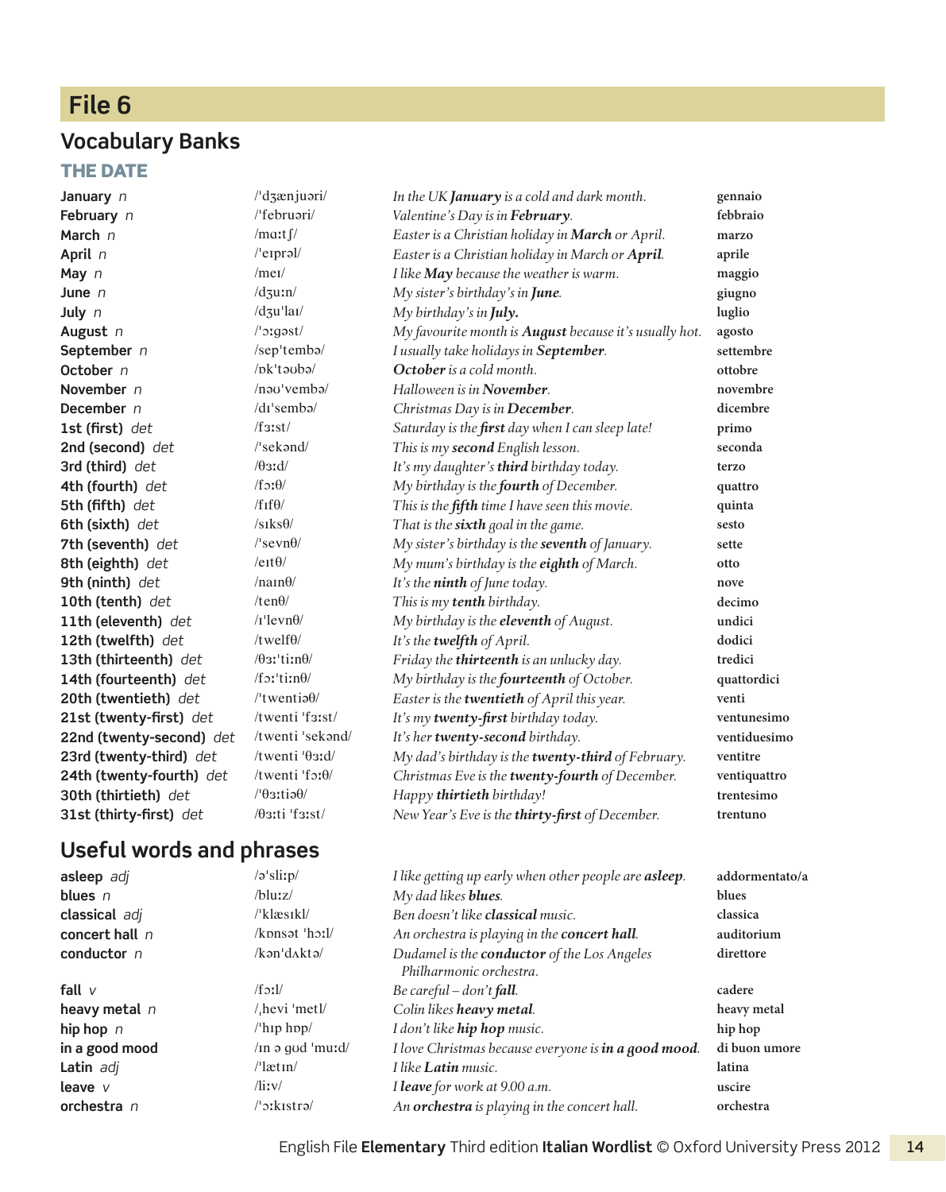# File 6

## Vocabulary Banks

### THE DATE

| | | | |
|---|---|---|---|
| **January** *n* | /ˈdʒænjuəri/ | *In the UK **January** is a cold and dark month.* | gennaio |
| **February** *n* | /ˈfebruəri/ | *Valentine's Day is in **February**.* | febbraio |
| **March** *n* | /mɑːtʃ/ | *Easter is a Christian holiday in **March** or April.* | marzo |
| **April** *n* | /ˈeɪprəl/ | *Easter is a Christian holiday in March or **April**.* | aprile |
| **May** *n* | /meɪ/ | *I like **May** because the weather is warm.* | maggio |
| **June** *n* | /dʒuːn/ | *My sister's birthday's in **June**.* | giugno |
| **July** *n* | /dʒuˈlaɪ/ | *My birthday's in **July.*** | luglio |
| **August** *n* | /ˈɔːgəst/ | *My favourite month is **August** because it's usually hot.* | agosto |
| **September** *n* | /sepˈtembə/ | *I usually take holidays in **September**.* | settembre |
| **October** *n* | /ɒkˈtəʊbə/ | ***October** is a cold month.* | ottobre |
| **November** *n* | /nəʊˈvembə/ | *Halloween is in **November**.* | novembre |
| **December** *n* | /dɪˈsembə/ | *Christmas Day is in **December**.* | dicembre |
| **1st (first)** *det* | /fɜːst/ | *Saturday is the **first** day when I can sleep late!* | primo |
| **2nd (second)** *det* | /ˈsekənd/ | *This is my **second** English lesson.* | seconda |
| **3rd (third)** *det* | /θɜːd/ | *It's my daughter's **third** birthday today.* | terzo |
| **4th (fourth)** *det* | /fɔːθ/ | *My birthday is the **fourth** of December.* | quattro |
| **5th (fifth)** *det* | /fɪfθ/ | *This is the **fifth** time I have seen this movie.* | quinta |
| **6th (sixth)** *det* | /sɪksθ/ | *That is the **sixth** goal in the game.* | sesto |
| **7th (seventh)** *det* | /ˈsevnθ/ | *My sister's birthday is the **seventh** of January.* | sette |
| **8th (eighth)** *det* | /eɪtθ/ | *My mum's birthday is the **eighth** of March.* | otto |
| **9th (ninth)** *det* | /naɪnθ/ | *It's the **ninth** of June today.* | nove |
| **10th (tenth)** *det* | /tenθ/ | *This is my **tenth** birthday.* | decimo |
| **11th (eleventh)** *det* | /ɪˈlevnθ/ | *My birthday is the **eleventh** of August.* | undici |
| **12th (twelfth)** *det* | /twelfθ/ | *It's the **twelfth** of April.* | dodici |
| **13th (thirteenth)** *det* | /θɜːˈtiːnθ/ | *Friday the **thirteenth** is an unlucky day.* | tredici |
| **14th (fourteenth)** *det* | /fɔːˈtiːnθ/ | *My birthday is the **fourteenth** of October.* | quattordici |
| **20th (twentieth)** *det* | /ˈtwentiəθ/ | *Easter is the **twentieth** of April this year.* | venti |
| **21st (twenty-first)** *det* | /twenti ˈfɜːst/ | *It's my **twenty-first** birthday today.* | ventunesimo |
| **22nd (twenty-second)** *det* | /twenti ˈsekənd/ | *It's her **twenty-second** birthday.* | ventiduesimo |
| **23rd (twenty-third)** *det* | /twenti ˈθɜːd/ | *My dad's birthday is the **twenty-third** of February.* | ventitre |
| **24th (twenty-fourth)** *det* | /twenti ˈfɔːθ/ | *Christmas Eve is the **twenty-fourth** of December.* | ventiquattro |
| **30th (thirtieth)** *det* | /ˈθɜːtiəθ/ | *Happy **thirtieth** birthday!* | trentesimo |
| **31st (thirty-first)** *det* | /θɜːti ˈfɜːst/ | *New Year's Eve is the **thirty-first** of December.* | trentuno |

## Useful words and phrases

| | | | |
|---|---|---|---|
| **asleep** *adj* | /əˈsliːp/ | *I like getting up early when other people are **asleep**.* | addormentato/a |
| **blues** *n* | /bluːz/ | *My dad likes **blues**.* | blues |
| **classical** *adj* | /ˈklæsɪkl/ | *Ben doesn't like **classical** music.* | classica |
| **concert hall** *n* | /kɒnsət ˈhɔːl/ | *An orchestra is playing in the **concert hall**.* | auditorium |
| **conductor** *n* | /kənˈdʌktə/ | *Dudamel is the **conductor** of the Los Angeles Philharmonic orchestra.* | direttore |
| **fall** *v* | /fɔːl/ | *Be careful – don't **fall**.* | cadere |
| **heavy metal** *n* | /ˌhevi ˈmetl/ | *Colin likes **heavy metal**.* | heavy metal |
| **hip hop** *n* | /ˈhɪp hɒp/ | *I don't like **hip hop** music.* | hip hop |
| **in a good mood** | /ɪn ə gʊd ˈmuːd/ | *I love Christmas because everyone is **in a good mood**.* | di buon umore |
| **Latin** *adj* | /ˈlætɪn/ | *I like **Latin** music.* | latina |
| **leave** *v* | /liːv/ | *I **leave** for work at 9.00 a.m.* | uscire |
| **orchestra** *n* | /ˈɔːkɪstrə/ | *An **orchestra** is playing in the concert hall.* | orchestra |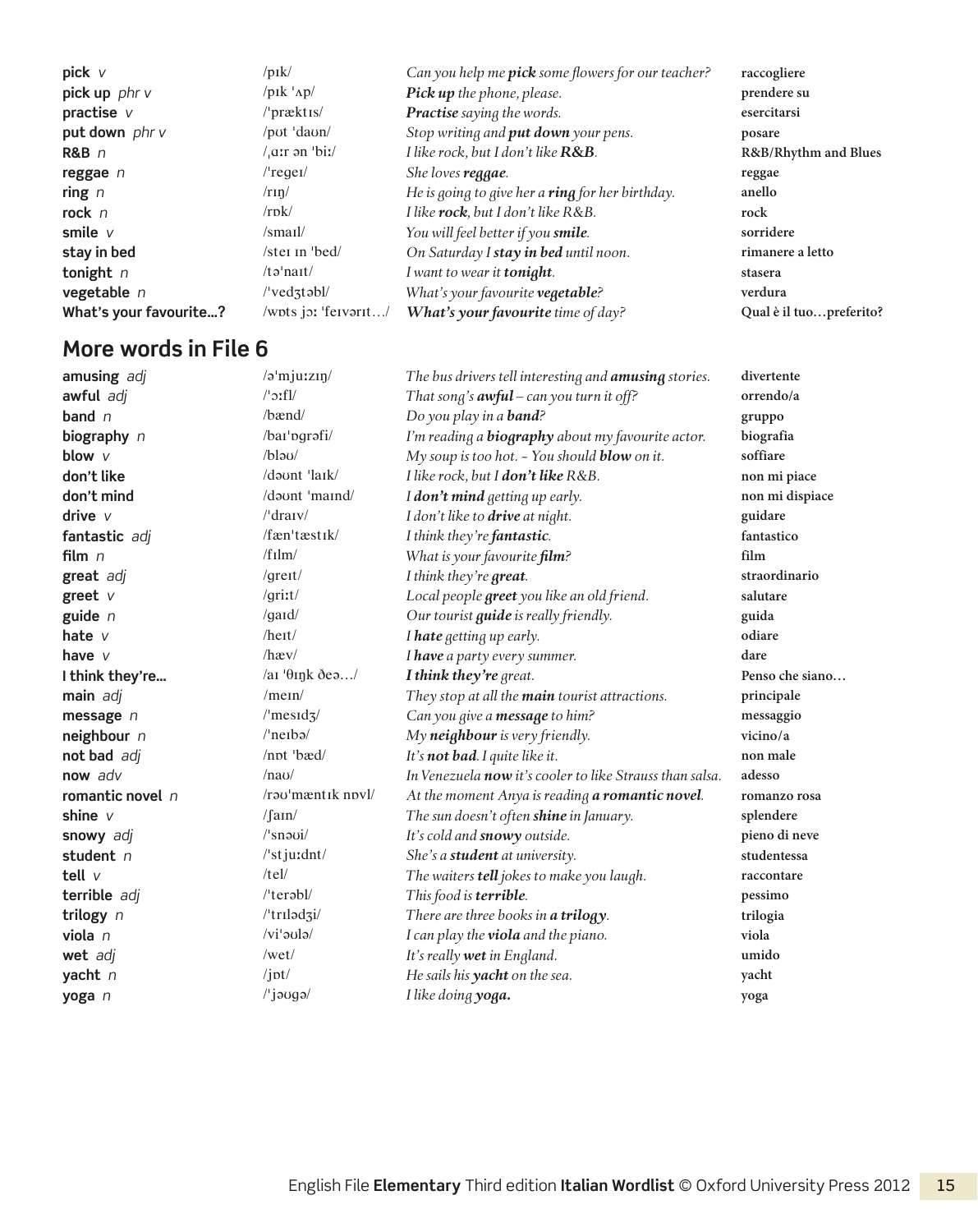| | | | |
|---|---|---|---|
| **pick** *v* | /pɪk/ | *Can you help me* ***pick*** *some flowers for our teacher?* | **raccogliere** |
| **pick up** *phr v* | /pɪk ˈʌp/ | ***Pick up*** *the phone, please.* | **prendere su** |
| **practise** *v* | /ˈpræktɪs/ | ***Practise*** *saying the words.* | **esercitarsi** |
| **put down** *phr v* | /pʊt ˈdaʊn/ | *Stop writing and* ***put down*** *your pens.* | **posare** |
| **R&B** *n* | /ˌɑːr ən ˈbiː/ | *I like rock, but I don't like* ***R&B****.* | **R&B/Rhythm and Blues** |
| **reggae** *n* | /ˈregeɪ/ | *She loves* ***reggae****.* | **reggae** |
| **ring** *n* | /rɪŋ/ | *He is going to give her a* ***ring*** *for her birthday.* | **anello** |
| **rock** *n* | /rɒk/ | *I like* ***rock****, but I don't like R&B.* | **rock** |
| **smile** *v* | /smaɪl/ | *You will feel better if you* ***smile****.* | **sorridere** |
| **stay in bed** | /steɪ ɪn ˈbed/ | *On Saturday I* ***stay in bed*** *until noon.* | **rimanere a letto** |
| **tonight** *n* | /təˈnaɪt/ | *I want to wear it* ***tonight****.* | **stasera** |
| **vegetable** *n* | /ˈvedʒtəbl/ | *What's your favourite* ***vegetable****?* | **verdura** |
| **What's your favourite…?** | /wɒts jɔː ˈfeɪvərɪt…/ | ***What's your favourite*** *time of day?* | **Qual è il tuo…preferito?** |

## More words in File 6

| | | | |
|---|---|---|---|
| **amusing** *adj* | /əˈmjuːzɪŋ/ | *The bus drivers tell interesting and* ***amusing*** *stories.* | **divertente** |
| **awful** *adj* | /ˈɔːfl/ | *That song's* ***awful*** *– can you turn it off?* | **orrendo/a** |
| **band** *n* | /bænd/ | *Do you play in a* ***band****?* | **gruppo** |
| **biography** *n* | /baɪˈɒgrəfi/ | *I'm reading a* ***biography*** *about my favourite actor.* | **biografia** |
| **blow** *v* | /bləʊ/ | *My soup is too hot. ~ You should* ***blow*** *on it.* | **soffiare** |
| **don't like** | /dəʊnt ˈlaɪk/ | *I like rock, but I* ***don't like*** *R&B.* | **non mi piace** |
| **don't mind** | /dəʊnt ˈmaɪnd/ | *I* ***don't mind*** *getting up early.* | **non mi dispiace** |
| **drive** *v* | /ˈdraɪv/ | *I don't like to* ***drive*** *at night.* | **guidare** |
| **fantastic** *adj* | /fænˈtæstɪk/ | *I think they're* ***fantastic****.* | **fantastico** |
| **film** *n* | /fɪlm/ | *What is your favourite* ***film****?* | **film** |
| **great** *adj* | /greɪt/ | *I think they're* ***great****.* | **straordinario** |
| **greet** *v* | /griːt/ | *Local people* ***greet*** *you like an old friend.* | **salutare** |
| **guide** *n* | /gaɪd/ | *Our tourist* ***guide*** *is really friendly.* | **guida** |
| **hate** *v* | /heɪt/ | *I* ***hate*** *getting up early.* | **odiare** |
| **have** *v* | /hæv/ | *I* ***have*** *a party every summer.* | **dare** |
| **I think they're…** | /aɪ ˈθɪŋk ðeə…/ | ***I think they're*** *great.* | **Penso che siano…** |
| **main** *adj* | /meɪn/ | *They stop at all the* ***main*** *tourist attractions.* | **principale** |
| **message** *n* | /ˈmesɪdʒ/ | *Can you give a* ***message*** *to him?* | **messaggio** |
| **neighbour** *n* | /ˈneɪbə/ | *My* ***neighbour*** *is very friendly.* | **vicino/a** |
| **not bad** *adj* | /nɒt ˈbæd/ | *It's* ***not bad****. I quite like it.* | **non male** |
| **now** *adv* | /naʊ/ | *In Venezuela* ***now*** *it's cooler to like Strauss than salsa.* | **adesso** |
| **romantic novel** *n* | /rəʊˈmæntɪk nɒvl/ | *At the moment Anya is reading* ***a romantic novel****.* | **romanzo rosa** |
| **shine** *v* | /ʃaɪn/ | *The sun doesn't often* ***shine*** *in January.* | **splendere** |
| **snowy** *adj* | /ˈsnəʊi/ | *It's cold and* ***snowy*** *outside.* | **pieno di neve** |
| **student** *n* | /ˈstjuːdnt/ | *She's a* ***student*** *at university.* | **studentessa** |
| **tell** *v* | /tel/ | *The waiters* ***tell*** *jokes to make you laugh.* | **raccontare** |
| **terrible** *adj* | /ˈterəbl/ | *This food is* ***terrible****.* | **pessimo** |
| **trilogy** *n* | /ˈtrɪlədʒi/ | *There are three books in* ***a trilogy****.* | **trilogia** |
| **viola** *n* | /viˈəʊlə/ | *I can play the* ***viola*** *and the piano.* | **viola** |
| **wet** *adj* | /wet/ | *It's really* ***wet*** *in England.* | **umido** |
| **yacht** *n* | /jɒt/ | *He sails his* ***yacht*** *on the sea.* | **yacht** |
| **yoga** *n* | /ˈjəʊgə/ | *I like doing* ***yoga.*** | **yoga** |

English File **Elementary** Third edition **Italian Wordlist** © Oxford University Press 2012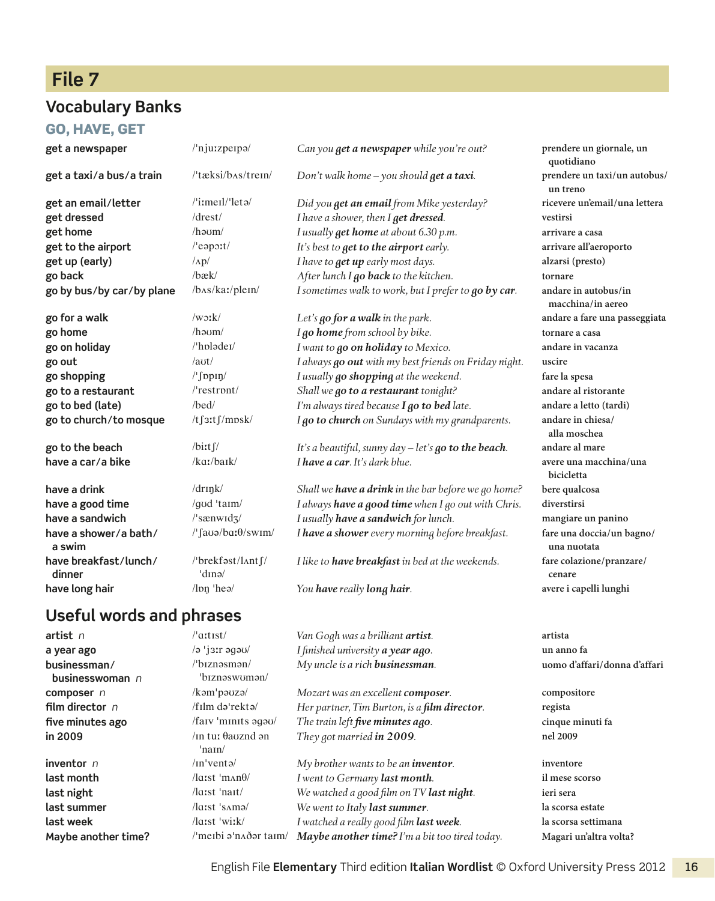## File 7

# Vocabulary Banks

### GO, HAVE, GET

| | | | |
|---|---|---|---|
| **get a newspaper** | /ˈnjuːzpeɪpə/ | *Can you **get a newspaper** while you're out?* | prendere un giornale, un quotidiano |
| **get a taxi/a bus/a train** | /ˈtæksi/bʌs/treɪn/ | *Don't walk home – you should **get a taxi**.* | prendere un taxi/un autobus/un treno |
| **get an email/letter** | /ˈiːmeɪl/ˈletə/ | *Did you **get an email** from Mike yesterday?* | ricevere un'email/una lettera |
| **get dressed** | /drest/ | *I have a shower, then I **get dressed**.* | vestirsi |
| **get home** | /həʊm/ | *I usually **get home** at about 6.30 p.m.* | arrivare a casa |
| **get to the airport** | /ˈeəpɔːt/ | *It's best to **get to the airport** early.* | arrivare all'aeroporto |
| **get up (early)** | /ʌp/ | *I have to **get up** early most days.* | alzarsi (presto) |
| **go back** | /bæk/ | *After lunch I **go back** to the kitchen.* | tornare |
| **go by bus/by car/by plane** | /bʌs/kaː/pleɪn/ | *I sometimes walk to work, but I prefer to **go by car**.* | andare in autobus/in macchina/in aereo |
| **go for a walk** | /wɔːk/ | *Let's **go for a walk** in the park.* | andare a fare una passeggiata |
| **go home** | /həʊm/ | *I **go home** from school by bike.* | tornare a casa |
| **go on holiday** | /ˈhɒlədeɪ/ | *I want to **go on holiday** to Mexico.* | andare in vacanza |
| **go out** | /aʊt/ | *I always **go out** with my best friends on Friday night.* | uscire |
| **go shopping** | /ˈʃɒpɪŋ/ | *I usually **go shopping** at the weekend.* | fare la spesa |
| **go to a restaurant** | /ˈrestrɒnt/ | *Shall we **go to a restaurant** tonight?* | andare al ristorante |
| **go to bed (late)** | /bed/ | *I'm always tired because **I go to bed** late.* | andare a letto (tardi) |
| **go to church/to mosque** | /tʃɜːtʃ/mɒsk/ | *I **go to church** on Sundays with my grandparents.* | andare in chiesa/alla moschea |
| **go to the beach** | /biːtʃ/ | *It's a beautiful, sunny day – let's **go to the beach**.* | andare al mare |
| **have a car/a bike** | /kɑː/baɪk/ | *I **have a car**. It's dark blue.* | avere una macchina/una bicicletta |
| **have a drink** | /drɪŋk/ | *Shall we **have a drink** in the bar before we go home?* | bere qualcosa |
| **have a good time** | /gʊd ˈtaɪm/ | *I always **have a good time** when I go out with Chris.* | diverstirsi |
| **have a sandwich** | /ˈsænwɪdʒ/ | *I usually **have a sandwich** for lunch.* | mangiare un panino |
| **have a shower/a bath/a swim** | /ˈʃaʊə/bɑːθ/swɪm/ | *I **have a shower** every morning before breakfast.* | fare una doccia/un bagno/una nuotata |
| **have breakfast/lunch/dinner** | /ˈbrekfəst/lʌntʃ/ˈdɪnə/ | *I like to **have breakfast** in bed at the weekends.* | fare colazione/pranzare/cenare |
| **have long hair** | /lɒŋ ˈheə/ | *You **have** really **long hair**.* | avere i capelli lunghi |

# Useful words and phrases

| | | | |
|---|---|---|---|
| **artist** *n* | /ˈɑːtɪst/ | *Van Gogh was a brilliant **artist**.* | artista |
| **a year ago** | /ə ˈjɜːr əgəʊ/ | *I finished university **a year ago**.* | un anno fa |
| **businessman/businesswoman** *n* | /ˈbɪznəsmən/ˈbɪznəswʊmən/ | *My uncle is a rich **businessman**.* | uomo d'affari/donna d'affari |
| **composer** *n* | /kəmˈpəʊzə/ | *Mozart was an excellent **composer**.* | compositore |
| **film director** *n* | /fɪlm dəˈrektə/ | *Her partner, Tim Burton, is a **film director**.* | regista |
| **five minutes ago** | /faɪv ˈmɪnɪts əgəʊ/ | *The train left **five minutes ago**.* | cinque minuti fa |
| **in 2009** | /ɪn tuː θaʊznd ən ˈnaɪn/ | *They got married **in 2009**.* | nel 2009 |
| **inventor** *n* | /ɪnˈventə/ | *My brother wants to be an **inventor**.* | inventore |
| **last month** | /lɑːst ˈmʌnθ/ | *I went to Germany **last month**.* | il mese scorso |
| **last night** | /lɑːst ˈnaɪt/ | *We watched a good film on TV **last night**.* | ieri sera |
| **last summer** | /lɑːst ˈsʌmə/ | *We went to Italy **last summer**.* | la scorsa estate |
| **last week** | /lɑːst ˈwiːk/ | *I watched a really good film **last week**.* | la scorsa settimana |
| **Maybe another time?** | /ˈmeɪbi əˈnʌðər taɪm/ | ***Maybe another time?** I'm a bit too tired today.* | Magari un'altra volta? |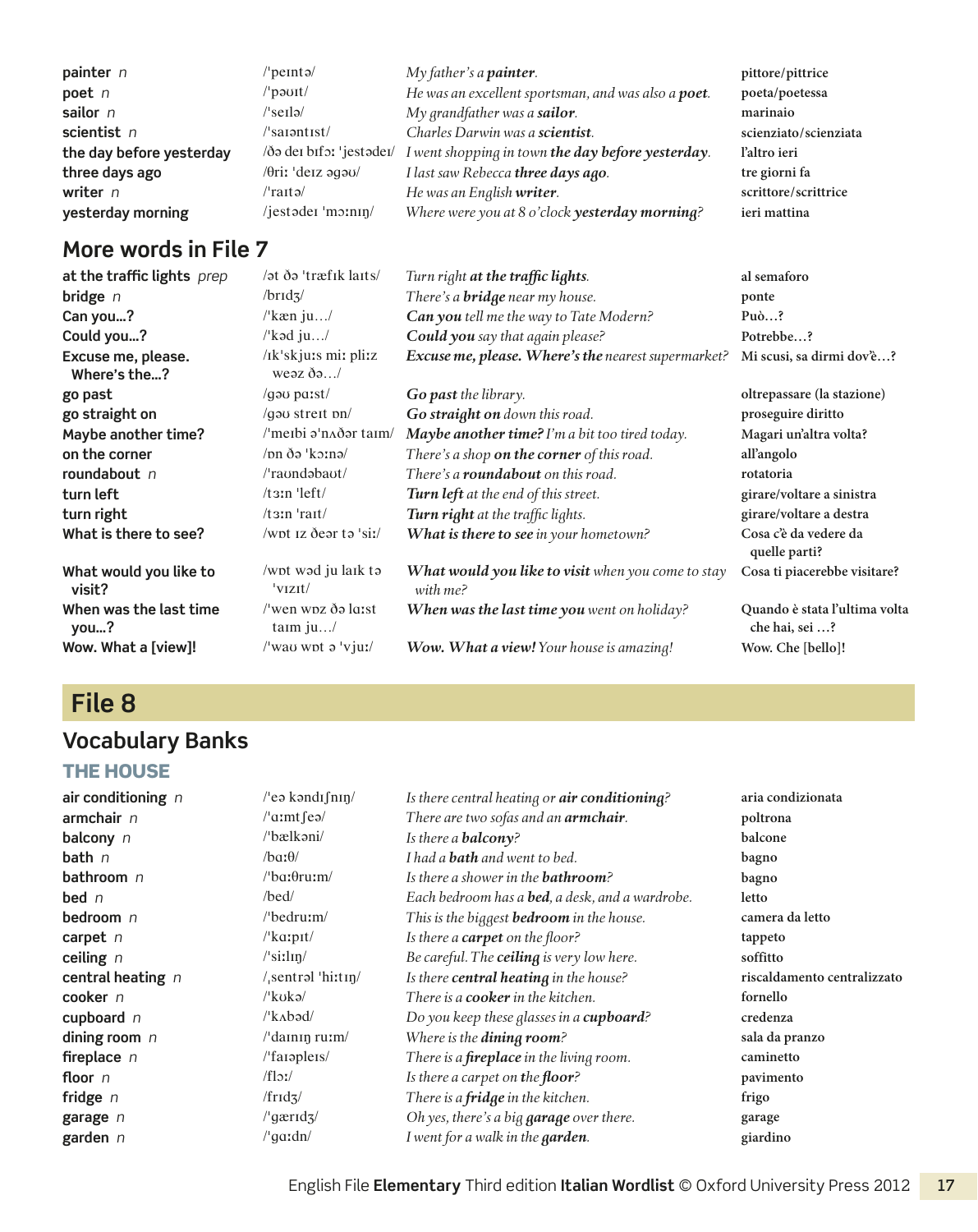| | | | |
|---|---|---|---|
| **painter** *n* | /ˈpeɪntə/ | *My father's a **painter**.* | **pittore/pittrice** |
| **poet** *n* | /ˈpəʊɪt/ | *He was an excellent sportsman, and was also a **poet**.* | **poeta/poetessa** |
| **sailor** *n* | /ˈseɪlə/ | *My grandfather was a **sailor**.* | **marinaio** |
| **scientist** *n* | /ˈsaɪəntɪst/ | *Charles Darwin was a **scientist**.* | **scienziato/scienziata** |
| **the day before yesterday** | /ðə deɪ bɪfɔː ˈjestədeɪ/ | *I went shopping in town **the day before yesterday**.* | **l'altro ieri** |
| **three days ago** | /θriː ˈdeɪz əgəʊ/ | *I last saw Rebecca **three days ago**.* | **tre giorni fa** |
| **writer** *n* | /ˈraɪtə/ | *He was an English **writer**.* | **scrittore/scrittrice** |
| **yesterday morning** | /jestədeɪ ˈmɔːnɪŋ/ | *Where were you at 8 o'clock **yesterday morning**?* | **ieri mattina** |

## More words in File 7

| | | | |
|---|---|---|---|
| **at the traffic lights** *prep* | /ət ðə ˈtræfɪk laɪts/ | *Turn right **at the traffic lights**.* | **al semaforo** |
| **bridge** *n* | /brɪdʒ/ | *There's a **bridge** near my house.* | **ponte** |
| **Can you…?** | /ˈkæn ju…/ | ***Can you** tell me the way to Tate Modern?* | **Può…?** |
| **Could you…?** | /ˈkʊd ju…/ | ***Could you** say that again please?* | **Potrebbe…?** |
| **Excuse me, please. Where's the…?** | /ɪkˈskjuːs miː pliːz weəz ðə…/ | ***Excuse me, please. Where's the** nearest supermarket?* | **Mi scusi, sa dirmi dov'è…?** |
| **go past** | /gəʊ pɑːst/ | ***Go past** the library.* | **oltrepassare (la stazione)** |
| **go straight on** | /gəʊ streɪt ɒn/ | ***Go straight on** down this road.* | **proseguire diritto** |
| **Maybe another time?** | /ˈmeɪbi əˈnʌðər taɪm/ | ***Maybe another time?** I'm a bit too tired today.* | **Magari un'altra volta?** |
| **on the corner** | /ɒn ðə ˈkɔːnə/ | *There's a shop **on the corner** of this road.* | **all'angolo** |
| **roundabout** *n* | /ˈraʊndəbaʊt/ | *There's a **roundabout** on this road.* | **rotatoria** |
| **turn left** | /tɜːn ˈleft/ | ***Turn left** at the end of this street.* | **girare/voltare a sinistra** |
| **turn right** | /tɜːn ˈraɪt/ | ***Turn right** at the traffic lights.* | **girare/voltare a destra** |
| **What is there to see?** | /wɒt ɪz ðeər tə ˈsiː/ | ***What is there to see** in your hometown?* | **Cosa c'è da vedere da quelle parti?** |
| **What would you like to visit?** | /wɒt wəd ju laɪk tə ˈvɪzɪt/ | ***What would you like to visit** when you come to stay with me?* | **Cosa ti piacerebbe visitare?** |
| **When was the last time you…?** | /ˈwen wɒz ðə lɑːst taɪm ju…/ | ***When was the last time you** went on holiday?* | **Quando è stata l'ultima volta che hai, sei …?** |
| **Wow. What a [view]!** | /ˈwaʊ wɒt ə ˈvjuː/ | ***Wow. What a view!** Your house is amazing!* | **Wow. Che [bello]!** |

# File 8

## Vocabulary Banks

### THE HOUSE

| | | | |
|---|---|---|---|
| **air conditioning** *n* | /ˈeə kəndɪʃnɪŋ/ | *Is there central heating or **air conditioning**?* | **aria condizionata** |
| **armchair** *n* | /ˈɑːmtʃeə/ | *There are two sofas and an **armchair**.* | **poltrona** |
| **balcony** *n* | /ˈbælkəni/ | *Is there a **balcony**?* | **balcone** |
| **bath** *n* | /bɑːθ/ | *I had a **bath** and went to bed.* | **bagno** |
| **bathroom** *n* | /ˈbɑːθruːm/ | *Is there a shower in the **bathroom**?* | **bagno** |
| **bed** *n* | /bed/ | *Each bedroom has a **bed**, a desk, and a wardrobe.* | **letto** |
| **bedroom** *n* | /ˈbedruːm/ | *This is the biggest **bedroom** in the house.* | **camera da letto** |
| **carpet** *n* | /ˈkɑːpɪt/ | *Is there a **carpet** on the floor?* | **tappeto** |
| **ceiling** *n* | /ˈsiːlɪŋ/ | *Be careful. The **ceiling** is very low here.* | **soffitto** |
| **central heating** *n* | /ˌsentrəl ˈhiːtɪŋ/ | *Is there **central heating** in the house?* | **riscaldamento centralizzato** |
| **cooker** *n* | /ˈkʊkə/ | *There is a **cooker** in the kitchen.* | **fornello** |
| **cupboard** *n* | /ˈkʌbəd/ | *Do you keep these glasses in a **cupboard**?* | **credenza** |
| **dining room** *n* | /ˈdaɪnɪŋ ruːm/ | *Where is the **dining room**?* | **sala da pranzo** |
| **fireplace** *n* | /ˈfaɪəpleɪs/ | *There is a **fireplace** in the living room.* | **caminetto** |
| **floor** *n* | /flɔː/ | *Is there a carpet on the **floor**?* | **pavimento** |
| **fridge** *n* | /frɪdʒ/ | *There is a **fridge** in the kitchen.* | **frigo** |
| **garage** *n* | /ˈgærɪdʒ/ | *Oh yes, there's a big **garage** over there.* | **garage** |
| **garden** *n* | /ˈgɑːdn/ | *I went for a walk in the **garden**.* | **giardino** |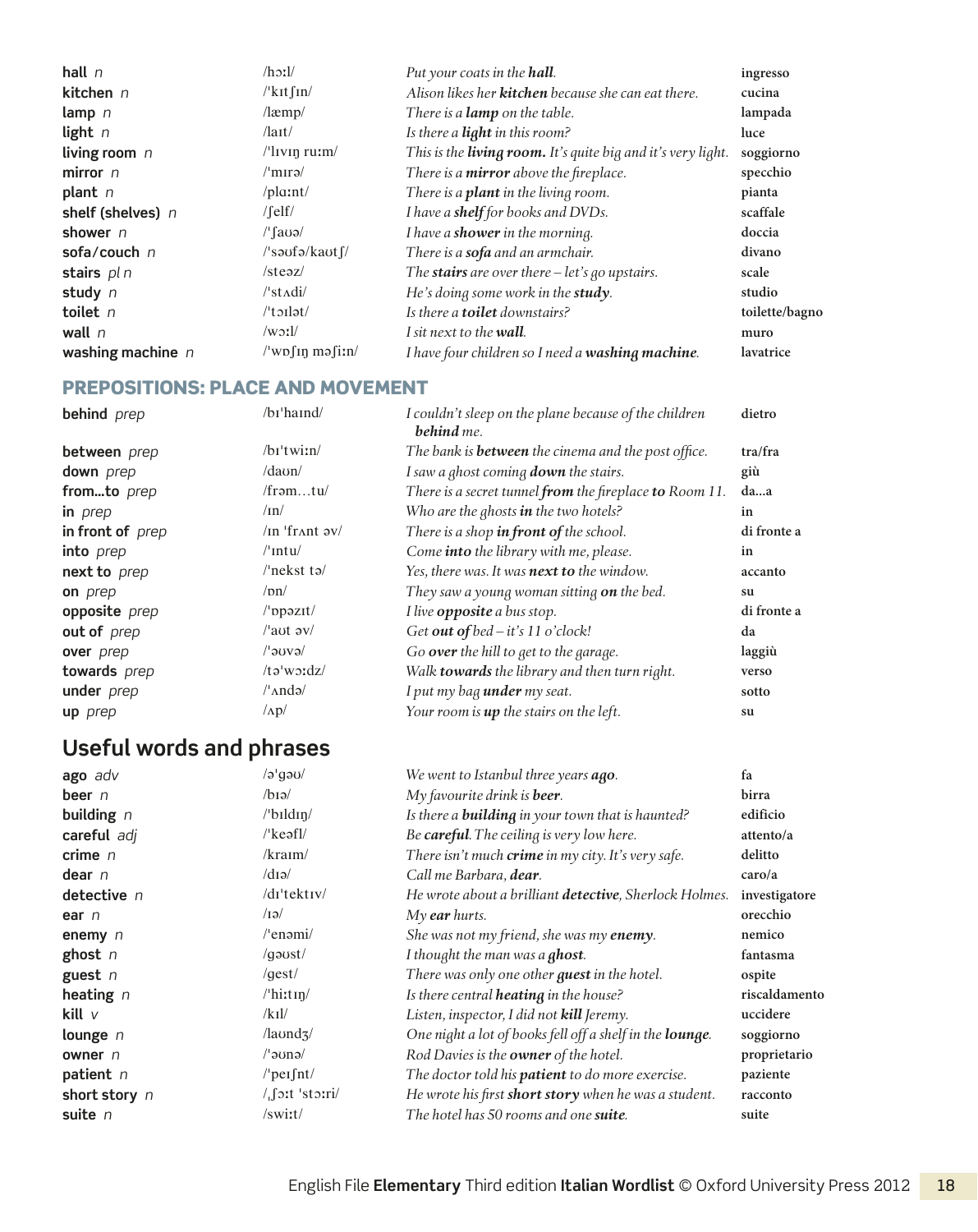| | | | |
|---|---|---|---|
| **hall** *n* | /hɔːl/ | *Put your coats in the **hall**.* | **ingresso** |
| **kitchen** *n* | /ˈkɪtʃɪn/ | *Alison likes her **kitchen** because she can eat there.* | **cucina** |
| **lamp** *n* | /læmp/ | *There is a **lamp** on the table.* | **lampada** |
| **light** *n* | /laɪt/ | *Is there a **light** in this room?* | **luce** |
| **living room** *n* | /ˈlɪvɪŋ ruːm/ | *This is the **living room.** It's quite big and it's very light.* | **soggiorno** |
| **mirror** *n* | /ˈmɪrə/ | *There is a **mirror** above the fireplace.* | **specchio** |
| **plant** *n* | /plɑːnt/ | *There is a **plant** in the living room.* | **pianta** |
| **shelf (shelves)** *n* | /ʃelf/ | *I have a **shelf** for books and DVDs.* | **scaffale** |
| **shower** *n* | /ˈʃaʊə/ | *I have a **shower** in the morning.* | **doccia** |
| **sofa/couch** *n* | /ˈsəʊfə/kaʊtʃ/ | *There is a **sofa** and an armchair.* | **divano** |
| **stairs** *pl n* | /steəz/ | *The **stairs** are over there – let's go upstairs.* | **scale** |
| **study** *n* | /ˈstʌdi/ | *He's doing some work in the **study**.* | **studio** |
| **toilet** *n* | /ˈtɔɪlət/ | *Is there a **toilet** downstairs?* | **toilette/bagno** |
| **wall** *n* | /wɔːl/ | *I sit next to the **wall**.* | **muro** |
| **washing machine** *n* | /ˈwɒʃɪŋ məʃiːn/ | *I have four children so I need a **washing machine**.* | **lavatrice** |

## PREPOSITIONS: PLACE AND MOVEMENT

| | | | |
|---|---|---|---|
| **behind** *prep* | /bɪˈhaɪnd/ | *I couldn't sleep on the plane because of the children **behind** me.* | **dietro** |
| **between** *prep* | /bɪˈtwiːn/ | *The bank is **between** the cinema and the post office.* | **tra/fra** |
| **down** *prep* | /daʊn/ | *I saw a ghost coming **down** the stairs.* | **giù** |
| **from…to** *prep* | /frəm…tu/ | *There is a secret tunnel **from** the fireplace **to** Room 11.* | **da…a** |
| **in** *prep* | /ɪn/ | *Who are the ghosts **in** the two hotels?* | **in** |
| **in front of** *prep* | /ɪn ˈfrʌnt əv/ | *There is a shop **in front of** the school.* | **di fronte a** |
| **into** *prep* | /ˈɪntu/ | *Come **into** the library with me, please.* | **in** |
| **next to** *prep* | /ˈnekst tə/ | *Yes, there was. It was **next to** the window.* | **accanto** |
| **on** *prep* | /ɒn/ | *They saw a young woman sitting **on** the bed.* | **su** |
| **opposite** *prep* | /ˈɒpəzɪt/ | *I live **opposite** a bus stop.* | **di fronte a** |
| **out of** *prep* | /ˈaʊt əv/ | *Get **out of** bed – it's 11 o'clock!* | **da** |
| **over** *prep* | /ˈəʊvə/ | *Go **over** the hill to get to the garage.* | **laggiù** |
| **towards** *prep* | /təˈwɔːdz/ | *Walk **towards** the library and then turn right.* | **verso** |
| **under** *prep* | /ˈʌndə/ | *I put my bag **under** my seat.* | **sotto** |
| **up** *prep* | /ʌp/ | *Your room is **up** the stairs on the left.* | **su** |

## Useful words and phrases

| | | | |
|---|---|---|---|
| **ago** *adv* | /əˈgəʊ/ | *We went to Istanbul three years **ago**.* | **fa** |
| **beer** *n* | /bɪə/ | *My favourite drink is **beer**.* | **birra** |
| **building** *n* | /ˈbɪldɪŋ/ | *Is there a **building** in your town that is haunted?* | **edificio** |
| **careful** *adj* | /ˈkeəfl/ | *Be **careful**. The ceiling is very low here.* | **attento/a** |
| **crime** *n* | /kraɪm/ | *There isn't much **crime** in my city. It's very safe.* | **delitto** |
| **dear** *n* | /dɪə/ | *Call me Barbara, **dear**.* | **caro/a** |
| **detective** *n* | /dɪˈtektɪv/ | *He wrote about a brilliant **detective**, Sherlock Holmes.* | **investigatore** |
| **ear** *n* | /ɪə/ | *My **ear** hurts.* | **orecchio** |
| **enemy** *n* | /ˈenəmi/ | *She was not my friend, she was my **enemy**.* | **nemico** |
| **ghost** *n* | /gəʊst/ | *I thought the man was a **ghost**.* | **fantasma** |
| **guest** *n* | /gest/ | *There was only one other **guest** in the hotel.* | **ospite** |
| **heating** *n* | /ˈhiːtɪŋ/ | *Is there central **heating** in the house?* | **riscaldamento** |
| **kill** *v* | /kɪl/ | *Listen, inspector, I did not **kill** Jeremy.* | **uccidere** |
| **lounge** *n* | /laʊndʒ/ | *One night a lot of books fell off a shelf in the **lounge**.* | **soggiorno** |
| **owner** *n* | /ˈəʊnə/ | *Rod Davies is the **owner** of the hotel.* | **proprietario** |
| **patient** *n* | /ˈpeɪʃnt/ | *The doctor told his **patient** to do more exercise.* | **paziente** |
| **short story** *n* | /ˌʃɔːt ˈstɔːri/ | *He wrote his first **short story** when he was a student.* | **racconto** |
| **suite** *n* | /swiːt/ | *The hotel has 50 rooms and one **suite**.* | **suite** |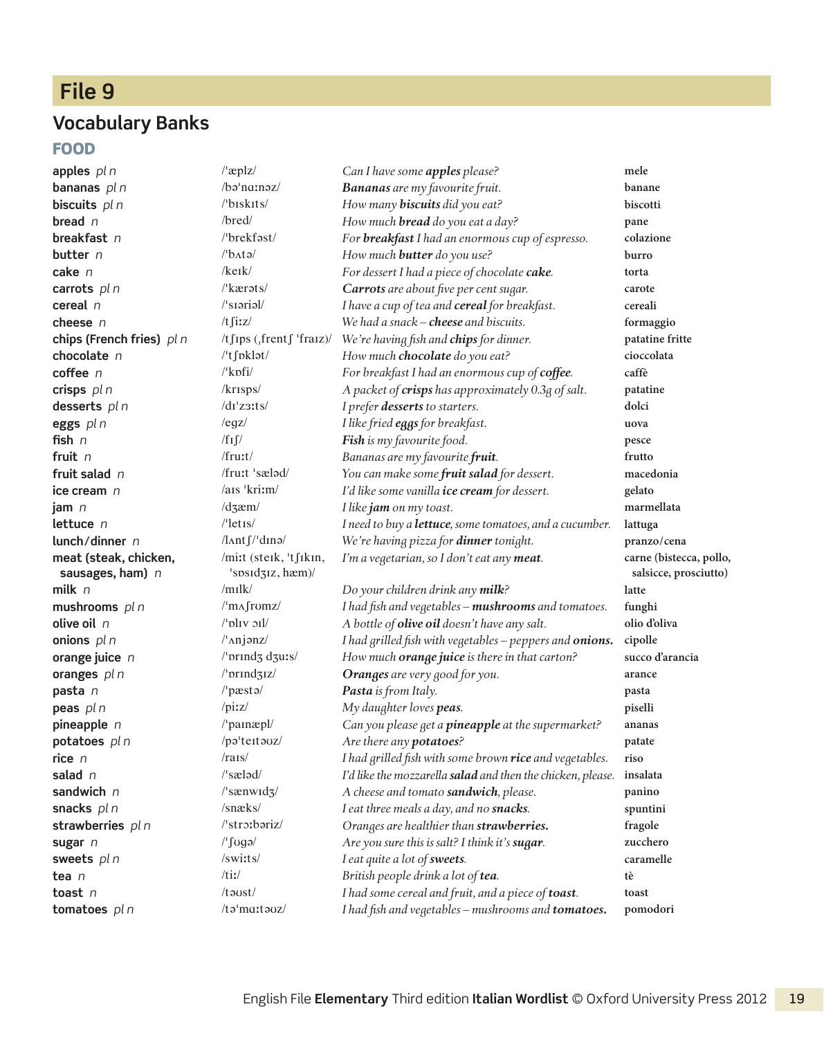# File 9

## Vocabulary Banks

### FOOD

| | | | |
|---|---|---|---|
| **apples** *pl n* | /ˈæplz/ | *Can I have some **apples** please?* | **mele** |
| **bananas** *pl n* | /bəˈnɑːnəz/ | ***Bananas** are my favourite fruit.* | **banane** |
| **biscuits** *pl n* | /ˈbɪskɪts/ | *How many **biscuits** did you eat?* | **biscotti** |
| **bread** *n* | /bred/ | *How much **bread** do you eat a day?* | **pane** |
| **breakfast** *n* | /ˈbrekfəst/ | *For **breakfast** I had an enormous cup of espresso.* | **colazione** |
| **butter** *n* | /ˈbʌtə/ | *How much **butter** do you use?* | **burro** |
| **cake** *n* | /keɪk/ | *For dessert I had a piece of chocolate **cake**.* | **torta** |
| **carrots** *pl n* | /ˈkærəts/ | ***Carrots** are about five per cent sugar.* | **carote** |
| **cereal** *n* | /ˈsɪəriəl/ | *I have a cup of tea and **cereal** for breakfast.* | **cereali** |
| **cheese** *n* | /tʃiːz/ | *We had a snack – **cheese** and biscuits.* | **formaggio** |
| **chips (French fries)** *pl n* | /tʃɪps (ˌfrentʃ ˈfraɪz)/ | *We're having fish and **chips** for dinner.* | **patatine fritte** |
| **chocolate** *n* | /ˈtʃɒklət/ | *How much **chocolate** do you eat?* | **cioccolata** |
| **coffee** *n* | /ˈkɒfi/ | *For breakfast I had an enormous cup of **coffee**.* | **caffè** |
| **crisps** *pl n* | /krɪsps/ | *A packet of **crisps** has approximately 0.3g of salt.* | **patatine** |
| **desserts** *pl n* | /dɪˈzɜːts/ | *I prefer **desserts** to starters.* | **dolci** |
| **eggs** *pl n* | /egz/ | *I like fried **eggs** for breakfast.* | **uova** |
| **fish** *n* | /fɪʃ/ | ***Fish** is my favourite food.* | **pesce** |
| **fruit** *n* | /fruːt/ | *Bananas are my favourite **fruit**.* | **frutto** |
| **fruit salad** *n* | /fruːt ˈsæləd/ | *You can make some **fruit salad** for dessert.* | **macedonia** |
| **ice cream** *n* | /aɪs ˈkriːm/ | *I'd like some vanilla **ice cream** for dessert.* | **gelato** |
| **jam** *n* | /dʒæm/ | *I like **jam** on my toast.* | **marmellata** |
| **lettuce** *n* | /ˈletɪs/ | *I need to buy a **lettuce**, some tomatoes, and a cucumber.* | **lattuga** |
| **lunch/dinner** *n* | /lʌntʃ/ˈdɪnə/ | *We're having pizza for **dinner** tonight.* | **pranzo/cena** |
| **meat (steak, chicken, sausages, ham)** *n* | /miːt (steɪk, ˈtʃɪkɪn, ˈsɒsɪdʒɪz, hæm)/ | *I'm a vegetarian, so I don't eat any **meat**.* | **carne (bistecca, pollo, salsicce, prosciutto)** |
| **milk** *n* | /mɪlk/ | *Do your children drink any **milk**?* | **latte** |
| **mushrooms** *pl n* | /ˈmʌʃrʊmz/ | *I had fish and vegetables – **mushrooms** and tomatoes.* | **funghi** |
| **olive oil** *n* | /ˈɒlɪv ɔɪl/ | *A bottle of **olive oil** doesn't have any salt.* | **olio d'oliva** |
| **onions** *pl n* | /ˈʌnjənz/ | *I had grilled fish with vegetables – peppers and **onions.*** | **cipolle** |
| **orange juice** *n* | /ˈɒrɪndʒ dʒuːs/ | *How much **orange juice** is there in that carton?* | **succo d'arancia** |
| **oranges** *pl n* | /ˈɒrɪndʒɪz/ | ***Oranges** are very good for you.* | **arance** |
| **pasta** *n* | /ˈpæstə/ | ***Pasta** is from Italy.* | **pasta** |
| **peas** *pl n* | /piːz/ | *My daughter loves **peas**.* | **piselli** |
| **pineapple** *n* | /ˈpaɪnæpl/ | *Can you please get a **pineapple** at the supermarket?* | **ananas** |
| **potatoes** *pl n* | /pəˈteɪtəʊz/ | *Are there any **potatoes**?* | **patate** |
| **rice** *n* | /raɪs/ | *I had grilled fish with some brown **rice** and vegetables.* | **riso** |
| **salad** *n* | /ˈsæləd/ | *I'd like the mozzarella **salad** and then the chicken, please.* | **insalata** |
| **sandwich** *n* | /ˈsænwɪdʒ/ | *A cheese and tomato **sandwich**, please.* | **panino** |
| **snacks** *pl n* | /snæks/ | *I eat three meals a day, and no **snacks**.* | **spuntini** |
| **strawberries** *pl n* | /ˈstrɔːbəriz/ | *Oranges are healthier than **strawberries.*** | **fragole** |
| **sugar** *n* | /ˈʃʊgə/ | *Are you sure this is salt? I think it's **sugar**.* | **zucchero** |
| **sweets** *pl n* | /swiːts/ | *I eat quite a lot of **sweets**.* | **caramelle** |
| **tea** *n* | /tiː/ | *British people drink a lot of **tea**.* | **tè** |
| **toast** *n* | /təʊst/ | *I had some cereal and fruit, and a piece of **toast**.* | **toast** |
| **tomatoes** *pl n* | /təˈmɑːtəʊz/ | *I had fish and vegetables – mushrooms and **tomatoes.*** | **pomodori** |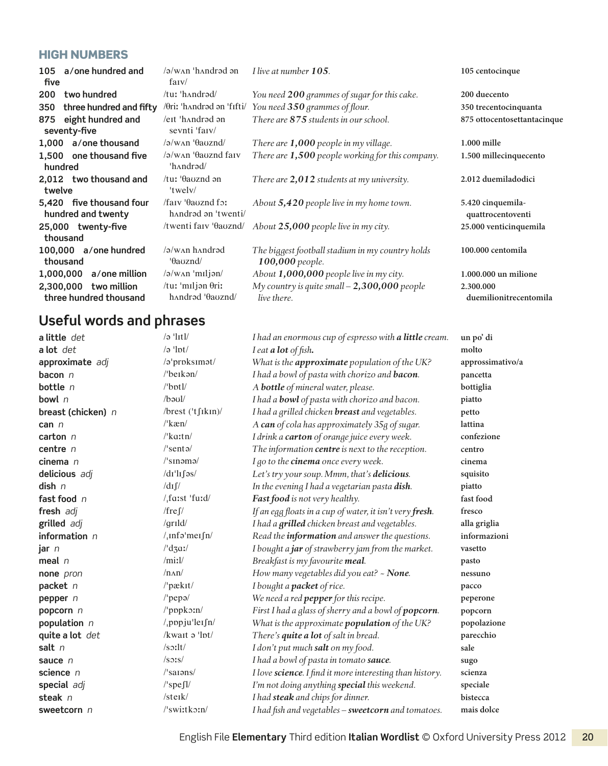## HIGH NUMBERS

| | | | |
|---|---|---|---|
| **105 a/one hundred and five** | /ə/wʌn 'hʌndrəd ən faɪv/ | *I live at number **105**.* | **105 centocinque** |
| **200 two hundred** | /tuː 'hʌndrəd/ | *You need **200** grammes of sugar for this cake.* | **200 duecento** |
| **350 three hundred and fifty** | /θriː 'hʌndrəd ən 'fɪfti/ | *You need **350** grammes of flour.* | **350 trecentocinquanta** |
| **875 eight hundred and seventy-five** | /eɪt 'hʌndrəd ən sevnti 'faɪv/ | *There are **875** students in our school.* | **875 ottocentosettantacinque** |
| **1,000 a/one thousand** | /ə/wʌn 'θaʊznd/ | *There are **1,000** people in my village.* | **1.000 mille** |
| **1,500 one thousand five hundred** | /ə/wʌn 'θaʊznd faɪv 'hʌndrəd/ | *There are **1,500** people working for this company.* | **1.500 millecinquecento** |
| **2,012 two thousand and twelve** | /tuː 'θaʊznd ən 'twelv/ | *There are **2,012** students at my university.* | **2.012 duemiladodici** |
| **5,420 five thousand four hundred and twenty** | /faɪv 'θaʊznd fɔː hʌndrəd ən 'twenti/ | *About **5,420** people live in my home town.* | **5.420 cinquemila-quattrocentoventi** |
| **25,000 twenty-five thousand** | /twenti faɪv 'θaʊznd/ | *About **25,000** people live in my city.* | **25.000 venticinquemila** |
| **100,000 a/one hundred thousand** | /ə/wʌn hʌndrəd 'θaʊznd/ | *The biggest football stadium in my country holds **100,000** people.* | **100.000 centomila** |
| **1,000,000 a/one million** | /ə/wʌn 'mɪljən/ | *About **1,000,000** people live in my city.* | **1.000.000 un milione** |
| **2,300,000 two million three hundred thousand** | /tuː 'mɪljən θriː hʌndrəd 'θaʊznd/ | *My country is quite small – **2,300,000** people live there.* | **2.300.000 duemilionitrecentomila** |

## Useful words and phrases

| | | | |
|---|---|---|---|
| **a little** *det* | /ə 'lɪtl/ | *I had an enormous cup of espresso with **a little** cream.* | **un po' di** |
| **a lot** *det* | /ə 'lɒt/ | *I eat **a lot** of fish.* | **molto** |
| **approximate** *adj* | /ə'prɒksɪmət/ | *What is the **approximate** population of the UK?* | **approssimativo/a** |
| **bacon** *n* | /'beɪkən/ | *I had a bowl of pasta with chorizo and **bacon**.* | **pancetta** |
| **bottle** *n* | /'bɒtl/ | *A **bottle** of mineral water, please.* | **bottiglia** |
| **bowl** *n* | /bəʊl/ | *I had a **bowl** of pasta with chorizo and bacon.* | **piatto** |
| **breast (chicken)** *n* | /brest ('tʃɪkɪn)/ | *I had a grilled chicken **breast** and vegetables.* | **petto** |
| **can** *n* | /'kæn/ | *A **can** of cola has approximately 35g of sugar.* | **lattina** |
| **carton** *n* | /'kɑːtn/ | *I drink a **carton** of orange juice every week.* | **confezione** |
| **centre** *n* | /'sentə/ | *The information **centre** is next to the reception.* | **centro** |
| **cinema** *n* | /'sɪnəmə/ | *I go to the **cinema** once every week.* | **cinema** |
| **delicious** *adj* | /dɪ'lɪʃəs/ | *Let's try your soup. Mmm, that's **delicious**.* | **squisito** |
| **dish** *n* | /dɪʃ/ | *In the evening I had a vegetarian pasta **dish**.* | **piatto** |
| **fast food** *n* | /ˌfɑːst 'fuːd/ | ***Fast food** is not very healthy.* | **fast food** |
| **fresh** *adj* | /freʃ/ | *If an egg floats in a cup of water, it isn't very **fresh**.* | **fresco** |
| **grilled** *adj* | /ɡrɪld/ | *I had a **grilled** chicken breast and vegetables.* | **alla griglia** |
| **information** *n* | /ˌɪnfə'meɪʃn/ | *Read the **information** and answer the questions.* | **informazioni** |
| **jar** *n* | /'dʒɑː/ | *I bought a **jar** of strawberry jam from the market.* | **vasetto** |
| **meal** *n* | /miːl/ | *Breakfast is my favourite **meal**.* | **pasto** |
| **none** *pron* | /nʌn/ | *How many vegetables did you eat? ~ **None**.* | **nessuno** |
| **packet** *n* | /'pækɪt/ | *I bought a **packet** of rice.* | **pacco** |
| **pepper** *n* | /'pepə/ | *We need a red **pepper** for this recipe.* | **peperone** |
| **popcorn** *n* | /'pɒpkɔːn/ | *First I had a glass of sherry and a bowl of **popcorn**.* | **popcorn** |
| **population** *n* | /ˌpɒpju'leɪʃn/ | *What is the approximate **population** of the UK?* | **popolazione** |
| **quite a lot** *det* | /kwaɪt ə 'lɒt/ | *There's **quite a lot** of salt in bread.* | **parecchio** |
| **salt** *n* | /sɔːlt/ | *I don't put much **salt** on my food.* | **sale** |
| **sauce** *n* | /sɔːs/ | *I had a bowl of pasta in tomato **sauce**.* | **sugo** |
| **science** *n* | /'saɪəns/ | *I love **science**. I find it more interesting than history.* | **scienza** |
| **special** *adj* | /'speʃl/ | *I'm not doing anything **special** this weekend.* | **speciale** |
| **steak** *n* | /steɪk/ | *I had **steak** and chips for dinner.* | **bistecca** |
| **sweetcorn** *n* | /'swiːtkɔːn/ | *I had fish and vegetables – **sweetcorn** and tomatoes.* | **mais dolce** |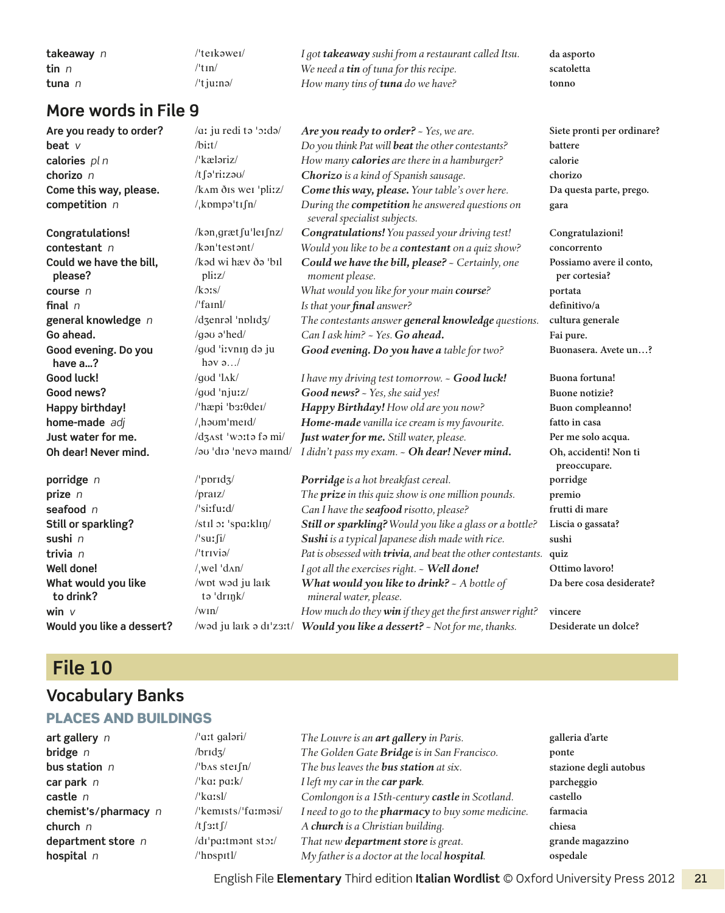| | | | |
|---|---|---|---|
| **takeaway** *n* | /ˈteɪkəweɪ/ | *I got **takeaway** sushi from a restaurant called Itsu.* | **da asporto** |
| **tin** *n* | /ˈtɪn/ | *We need a **tin** of tuna for this recipe.* | **scatoletta** |
| **tuna** *n* | /ˈtjuːnə/ | *How many tins of **tuna** do we have?* | **tonno** |

## More words in File 9

| | | | |
|---|---|---|---|
| **Are you ready to order?** | /ɑː ju redi tə ˈɔːdə/ | ***Are you ready to order?*** *~ Yes, we are.* | **Siete pronti per ordinare?** |
| **beat** *v* | /biːt/ | *Do you think Pat will **beat** the other contestants?* | **battere** |
| **calories** *pl n* | /ˈkæləriz/ | *How many **calories** are there in a hamburger?* | **calorie** |
| **chorizo** *n* | /tʃəˈriːzəʊ/ | ***Chorizo** is a kind of Spanish sausage.* | **chorizo** |
| **Come this way, please.** | /kʌm ðɪs weɪ ˈpliːz/ | ***Come this way, please.** Your table's over here.* | **Da questa parte, prego.** |
| **competition** *n* | /ˌkɒmpəˈtɪʃn/ | *During the **competition** he answered questions on several specialist subjects.* | **gara** |
| **Congratulations!** | /kənˌɡrætʃuˈleɪʃnz/ | ***Congratulations!** You passed your driving test!* | **Congratulazioni!** |
| **contestant** *n* | /kənˈtestənt/ | *Would you like to be a **contestant** on a quiz show?* | **concorrento** |
| **Could we have the bill, please?** | /kəd wi hæv ðə ˈbɪl pliːz/ | ***Could we have the bill, please?** ~ Certainly, one moment please.* | **Possiamo avere il conto, per cortesia?** |
| **course** *n* | /kɔːs/ | *What would you like for your main **course**?* | **portata** |
| **final** *n* | /ˈfaɪnl/ | *Is that your **final** answer?* | **definitivo/a** |
| **general knowledge** *n* | /dʒenrəl ˈnɒlɪdʒ/ | *The contestants answer **general knowledge** questions.* | **cultura generale** |
| **Go ahead.** | /ɡəʊ əˈhed/ | *Can I ask him? ~ Yes. **Go ahead.*** | **Fai pure.** |
| **Good evening. Do you have a...?** | /ɡʊd ˈiːvnɪŋ də ju həv ə.../ | ***Good evening. Do you have a** table for two?* | **Buonasera. Avete un…?** |
| **Good luck!** | /ɡʊd ˈlʌk/ | *I have my driving test tomorrow. ~ **Good luck!*** | **Buona fortuna!** |
| **Good news?** | /ɡʊd ˈnjuːz/ | ***Good news?** ~ Yes, she said yes!* | **Buone notizie?** |
| **Happy birthday!** | /ˈhæpi ˈbɜːθdeɪ/ | ***Happy Birthday!** How old are you now?* | **Buon compleanno!** |
| **home-made** *adj* | /ˌhəʊmˈmeɪd/ | ***Home-made** vanilla ice cream is my favourite.* | **fatto in casa** |
| **Just water for me.** | /dʒʌst ˈwɔːtə fə mi/ | ***Just water for me.** Still water, please.* | **Per me solo acqua.** |
| **Oh dear! Never mind.** | /əʊ ˈdɪə ˈnevə maɪnd/ | *I didn't pass my exam. ~ **Oh dear! Never mind.*** | **Oh, accidenti! Non ti preoccupare.** |
| **porridge** *n* | /ˈpɒrɪdʒ/ | ***Porridge** is a hot breakfast cereal.* | **porridge** |
| **prize** *n* | /praɪz/ | *The **prize** in this quiz show is one million pounds.* | **premio** |
| **seafood** *n* | /ˈsiːfuːd/ | *Can I have the **seafood** risotto, please?* | **frutti di mare** |
| **Still or sparkling?** | /stɪl ɔː ˈspɑːklɪŋ/ | ***Still or sparkling?** Would you like a glass or a bottle?* | **Liscia o gassata?** |
| **sushi** *n* | /ˈsuːʃi/ | ***Sushi** is a typical Japanese dish made with rice.* | **sushi** |
| **trivia** *n* | /ˈtrɪviə/ | *Pat is obsessed with **trivia**, and beat the other contestants.* | **quiz** |
| **Well done!** | /ˌwel ˈdʌn/ | *I got all the exercises right. ~ **Well done!*** | **Ottimo lavoro!** |
| **What would you like to drink?** | /wɒt wəd ju laɪk tə ˈdrɪŋk/ | ***What would you like to drink?** ~ A bottle of mineral water, please.* | **Da bere cosa desiderate?** |
| **win** *v* | /wɪn/ | *How much do they **win** if they get the first answer right?* | **vincere** |
| **Would you like a dessert?** | /wəd ju laɪk ə dɪˈzɜːt/ | ***Would you like a dessert?** ~ Not for me, thanks.* | **Desiderate un dolce?** |

# File 10

## Vocabulary Banks

### PLACES AND BUILDINGS

| | | | |
|---|---|---|---|
| **art gallery** *n* | /ˈɑːt ɡaləri/ | *The Louvre is an **art gallery** in Paris.* | **galleria d'arte** |
| **bridge** *n* | /brɪdʒ/ | *The Golden Gate **Bridge** is in San Francisco.* | **ponte** |
| **bus station** *n* | /ˈbʌs steɪʃn/ | *The bus leaves the **bus station** at six.* | **stazione degli autobus** |
| **car park** *n* | /ˈkɑː pɑːk/ | *I left my car in the **car park**.* | **parcheggio** |
| **castle** *n* | /ˈkɑːsl/ | *Comlongon is a 15th-century **castle** in Scotland.* | **castello** |
| **chemist's/pharmacy** *n* | /ˈkemɪsts/ˈfɑːməsi/ | *I need to go to the **pharmacy** to buy some medicine.* | **farmacia** |
| **church** *n* | /tʃɜːtʃ/ | *A **church** is a Christian building.* | **chiesa** |
| **department store** *n* | /dɪˈpɑːtmənt stɔː/ | *That new **department store** is great.* | **grande magazzino** |
| **hospital** *n* | /ˈhɒspɪtl/ | *My father is a doctor at the local **hospital**.* | **ospedale** |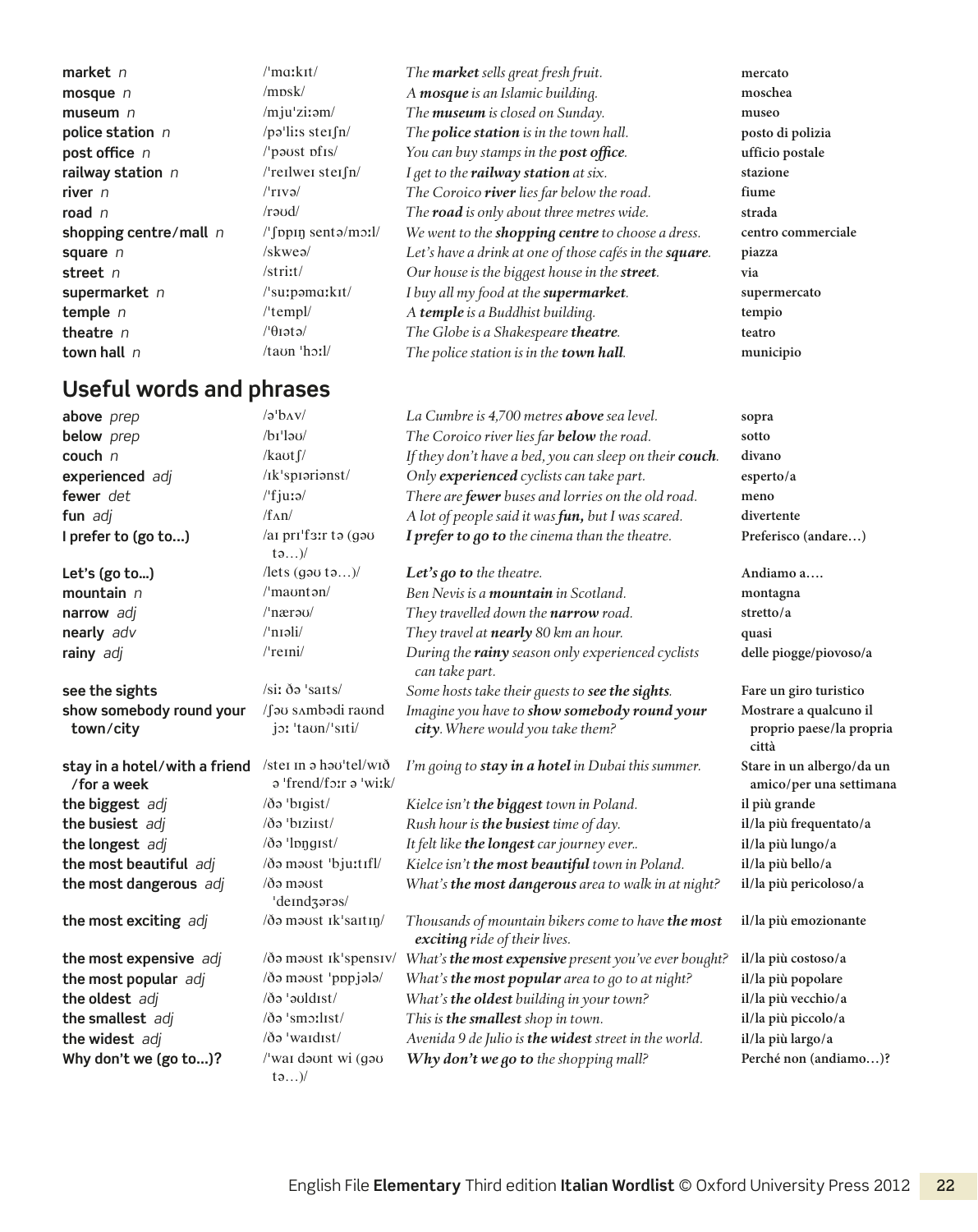| | | | |
|---|---|---|---|
| **market** *n* | /ˈmɑːkɪt/ | *The **market** sells great fresh fruit.* | **mercato** |
| **mosque** *n* | /mɒsk/ | *A **mosque** is an Islamic building.* | **moschea** |
| **museum** *n* | /mjuˈziːəm/ | *The **museum** is closed on Sunday.* | **museo** |
| **police station** *n* | /pəˈliːs steɪʃn/ | *The **police station** is in the town hall.* | **posto di polizia** |
| **post office** *n* | /ˈpəʊst ɒfɪs/ | *You can buy stamps in the **post office**.* | **ufficio postale** |
| **railway station** *n* | /ˈreɪlweɪ steɪʃn/ | *I get to the **railway station** at six.* | **stazione** |
| **river** *n* | /ˈrɪvə/ | *The Coroico **river** lies far below the road.* | **fiume** |
| **road** *n* | /rəʊd/ | *The **road** is only about three metres wide.* | **strada** |
| **shopping centre/mall** *n* | /ˈʃɒpɪŋ sentə/mɔːl/ | *We went to the **shopping centre** to choose a dress.* | **centro commerciale** |
| **square** *n* | /skweə/ | *Let's have a drink at one of those cafés in the **square**.* | **piazza** |
| **street** *n* | /striːt/ | *Our house is the biggest house in the **street**.* | **via** |
| **supermarket** *n* | /ˈsuːpəmɑːkɪt/ | *I buy all my food at the **supermarket**.* | **supermercato** |
| **temple** *n* | /ˈtempl/ | *A **temple** is a Buddhist building.* | **tempio** |
| **theatre** *n* | /ˈθɪətə/ | *The Globe is a Shakespeare **theatre**.* | **teatro** |
| **town hall** *n* | /taʊn ˈhɔːl/ | *The police station is in the **town hall**.* | **municipio** |

## Useful words and phrases

| | | | |
|---|---|---|---|
| **above** *prep* | /əˈbʌv/ | *La Cumbre is 4,700 metres **above** sea level.* | **sopra** |
| **below** *prep* | /bɪˈləʊ/ | *The Coroico river lies far **below** the road.* | **sotto** |
| **couch** *n* | /kaʊtʃ/ | *If they don't have a bed, you can sleep on their **couch**.* | **divano** |
| **experienced** *adj* | /ɪkˈspɪəriənst/ | *Only **experienced** cyclists can take part.* | **esperto/a** |
| **fewer** *det* | /ˈfjuːə/ | *There are **fewer** buses and lorries on the old road.* | **meno** |
| **fun** *adj* | /fʌn/ | *A lot of people said it was **fun**, but I was scared.* | **divertente** |
| **I prefer to (go to…)** | /aɪ prɪˈfɜːr tə (gəʊ tə…)/ | ***I prefer to go to** the cinema than the theatre.* | **Preferisco (andare…)** |
| **Let's (go to…)** | /lets (gəʊ tə…)/ | ***Let's go to** the theatre.* | **Andiamo a….** |
| **mountain** *n* | /ˈmaʊntən/ | *Ben Nevis is a **mountain** in Scotland.* | **montagna** |
| **narrow** *adj* | /ˈnærəʊ/ | *They travelled down the **narrow** road.* | **stretto/a** |
| **nearly** *adv* | /ˈnɪəli/ | *They travel at **nearly** 80 km an hour.* | **quasi** |
| **rainy** *adj* | /ˈreɪni/ | *During the **rainy** season only experienced cyclists can take part.* | **delle piogge/piovoso/a** |
| **see the sights** | /siː ðə ˈsaɪts/ | *Some hosts take their guests to **see the sights**.* | **Fare un giro turistico** |
| **show somebody round your town/city** | /ʃəʊ sʌmbədi raʊnd jɔː ˈtaʊn/ˈsɪti/ | *Imagine you have to **show somebody round your city**. Where would you take them?* | **Mostrare a qualcuno il proprio paese/la propria città** |
| **stay in a hotel/with a friend /for a week** | /steɪ ɪn ə həʊˈtel/wɪð ə ˈfrend/fɔːr ə ˈwiːk/ | *I'm going to **stay in a hotel** in Dubai this summer.* | **Stare in un albergo/da un amico/per una settimana** |
| **the biggest** *adj* | /ðə ˈbɪgist/ | *Kielce isn't **the biggest** town in Poland.* | **il più grande** |
| **the busiest** *adj* | /ðə ˈbɪziɪst/ | *Rush hour is **the busiest** time of day.* | **il/la più frequentato/a** |
| **the longest** *adj* | /ðə ˈlɒŋgɪst/ | *It felt like **the longest** car journey ever..* | **il/la più lungo/a** |
| **the most beautiful** *adj* | /ðə məʊst ˈbjuːtɪfl/ | *Kielce isn't **the most beautiful** town in Poland.* | **il/la più bello/a** |
| **the most dangerous** *adj* | /ðə məʊst ˈdeɪndʒərəs/ | *What's **the most dangerous** area to walk in at night?* | **il/la più pericoloso/a** |
| **the most exciting** *adj* | /ðə məʊst ɪkˈsaɪtɪŋ/ | *Thousands of mountain bikers come to have **the most exciting** ride of their lives.* | **il/la più emozionante** |
| **the most expensive** *adj* | /ðə məʊst ɪkˈspensɪv/ | *What's **the most expensive** present you've ever bought?* | **il/la più costoso/a** |
| **the most popular** *adj* | /ðə məʊst ˈpɒpjələ/ | *What's **the most popular** area to go to at night?* | **il/la più popolare** |
| **the oldest** *adj* | /ðə ˈəʊldɪst/ | *What's **the oldest** building in your town?* | **il/la più vecchio/a** |
| **the smallest** *adj* | /ðə ˈsmɔːlɪst/ | *This is **the smallest** shop in town.* | **il/la più piccolo/a** |
| **the widest** *adj* | /ðə ˈwaɪdɪst/ | *Avenida 9 de Julio is **the widest** street in the world.* | **il/la più largo/a** |
| **Why don't we (go to…)?** | /ˈwaɪ dəʊnt wi (gəʊ tə…)/ | ***Why don't we go to** the shopping mall?* | **Perché non (andiamo…)?** |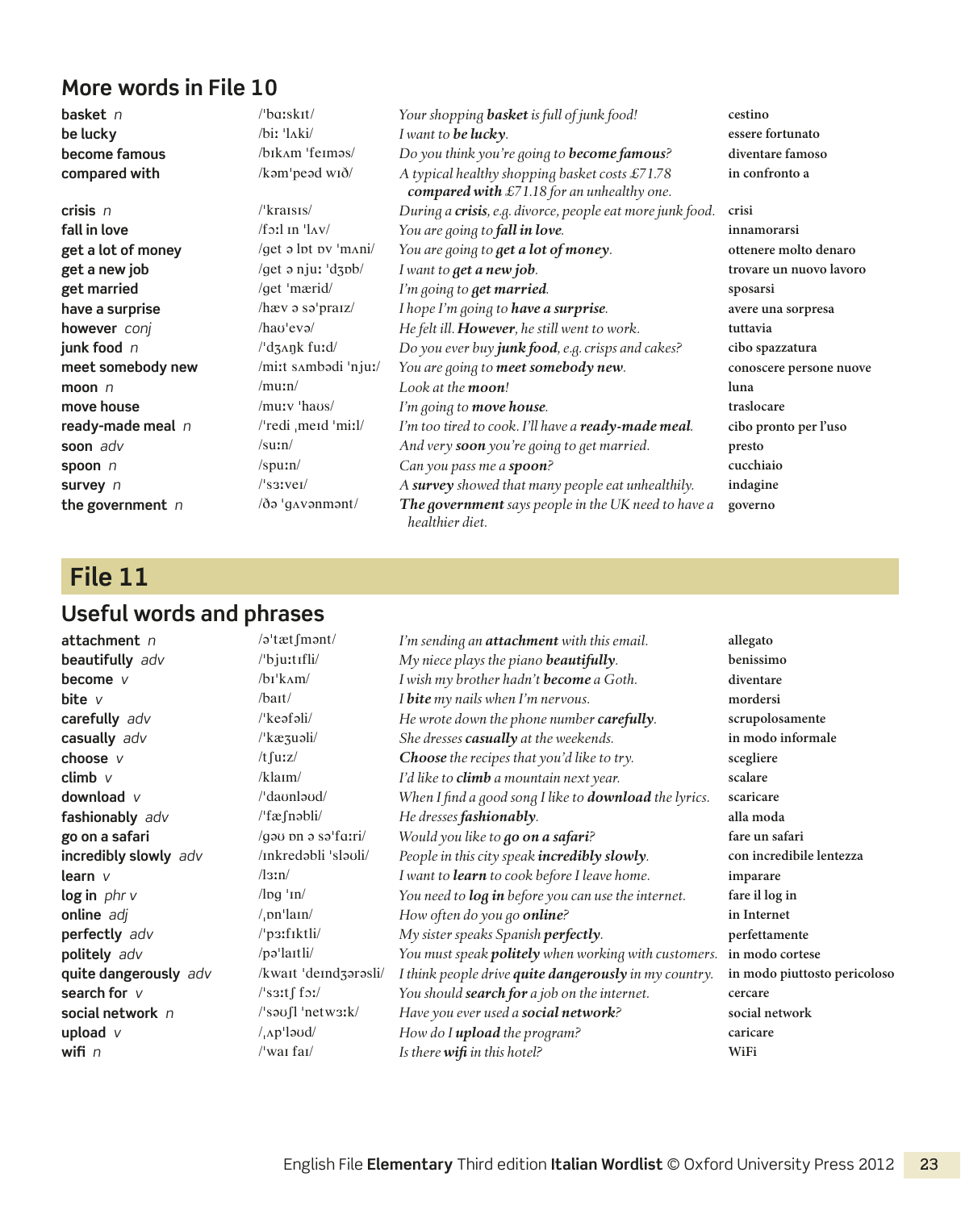## More words in File 10

| | | | |
|---|---|---|---|
| **basket** *n* | /ˈbɑːskɪt/ | *Your shopping **basket** is full of junk food!* | **cestino** |
| **be lucky** | /biː ˈlʌki/ | *I want to **be lucky**.* | **essere fortunato** |
| **become famous** | /bɪkʌm ˈfeɪməs/ | *Do you think you're going to **become famous**?* | **diventare famoso** |
| **compared with** | /kəmˈpeəd wɪð/ | *A typical healthy shopping basket costs £71.78 **compared with** £71.18 for an unhealthy one.* | **in confronto a** |
| **crisis** *n* | /ˈkraɪsɪs/ | *During a **crisis**, e.g. divorce, people eat more junk food.* | **crisi** |
| **fall in love** | /fɔːl ɪn ˈlʌv/ | *You are going to **fall in love**.* | **innamorarsi** |
| **get a lot of money** | /get ə lɒt ɒv ˈmʌni/ | *You are going to **get a lot of money**.* | **ottenere molto denaro** |
| **get a new job** | /get ə njuː ˈdʒɒb/ | *I want to **get a new job**.* | **trovare un nuovo lavoro** |
| **get married** | /get ˈmærid/ | *I'm going to **get married**.* | **sposarsi** |
| **have a surprise** | /hæv ə səˈpraɪz/ | *I hope I'm going to **have a surprise**.* | **avere una sorpresa** |
| **however** *conj* | /haʊˈevə/ | *He felt ill. **However**, he still went to work.* | **tuttavia** |
| **junk food** *n* | /ˈdʒʌŋk fuːd/ | *Do you ever buy **junk food**, e.g. crisps and cakes?* | **cibo spazzatura** |
| **meet somebody new** | /miːt sʌmbədi ˈnjuː/ | *You are going to **meet somebody new**.* | **conoscere persone nuove** |
| **moon** *n* | /muːn/ | *Look at the **moon**!* | **luna** |
| **move house** | /muːv ˈhaʊs/ | *I'm going to **move house**.* | **traslocare** |
| **ready-made meal** *n* | /ˈredi ˌmeɪd ˈmiːl/ | *I'm too tired to cook. I'll have a **ready-made meal**.* | **cibo pronto per l'uso** |
| **soon** *adv* | /suːn/ | *And very **soon** you're going to get married.* | **presto** |
| **spoon** *n* | /spuːn/ | *Can you pass me a **spoon**?* | **cucchiaio** |
| **survey** *n* | /ˈsɜːveɪ/ | *A **survey** showed that many people eat unhealthily.* | **indagine** |
| **the government** *n* | /ðə ˈgʌvənmənt/ | ***The government** says people in the UK need to have a healthier diet.* | **governo** |

# File 11

## Useful words and phrases

| | | | |
|---|---|---|---|
| **attachment** *n* | /əˈtætʃmənt/ | *I'm sending an **attachment** with this email.* | **allegato** |
| **beautifully** *adv* | /ˈbjuːtɪfli/ | *My niece plays the piano **beautifully**.* | **benissimo** |
| **become** *v* | /bɪˈkʌm/ | *I wish my brother hadn't **become** a Goth.* | **diventare** |
| **bite** *v* | /baɪt/ | *I **bite** my nails when I'm nervous.* | **mordersi** |
| **carefully** *adv* | /ˈkeəfəli/ | *He wrote down the phone number **carefully**.* | **scrupolosamente** |
| **casually** *adv* | /ˈkæʒuəli/ | *She dresses **casually** at the weekends.* | **in modo informale** |
| **choose** *v* | /tʃuːz/ | ***Choose** the recipes that you'd like to try.* | **scegliere** |
| **climb** *v* | /klaɪm/ | *I'd like to **climb** a mountain next year.* | **scalare** |
| **download** *v* | /ˈdaʊnləʊd/ | *When I find a good song I like to **download** the lyrics.* | **scaricare** |
| **fashionably** *adv* | /ˈfæʃnəbli/ | *He dresses **fashionably**.* | **alla moda** |
| **go on a safari** | /gəʊ ɒn ə səˈfɑːri/ | *Would you like to **go on a safari**?* | **fare un safari** |
| **incredibly slowly** *adv* | /ɪnkredəbli ˈsləʊli/ | *People in this city speak **incredibly slowly**.* | **con incredibile lentezza** |
| **learn** *v* | /lɜːn/ | *I want to **learn** to cook before I leave home.* | **imparare** |
| **log in** *phr v* | /lɒg ˈɪn/ | *You need to **log in** before you can use the internet.* | **fare il log in** |
| **online** *adj* | /ˌɒnˈlaɪn/ | *How often do you go **online**?* | **in Internet** |
| **perfectly** *adv* | /ˈpɜːfɪktli/ | *My sister speaks Spanish **perfectly**.* | **perfettamente** |
| **politely** *adv* | /pəˈlaɪtli/ | *You must speak **politely** when working with customers.* | **in modo cortese** |
| **quite dangerously** *adv* | /kwaɪt ˈdeɪndʒərəsli/ | *I think people drive **quite dangerously** in my country.* | **in modo piuttosto pericoloso** |
| **search for** *v* | /ˈsɜːtʃ fɔː/ | *You should **search for** a job on the internet.* | **cercare** |
| **social network** *n* | /ˈsəʊʃl ˈnetwɜːk/ | *Have you ever used a **social network**?* | **social network** |
| **upload** *v* | /ˌʌpˈləʊd/ | *How do I **upload** the program?* | **caricare** |
| **wifi** *n* | /ˈwaɪ faɪ/ | *Is there **wifi** in this hotel?* | **WiFi** |

English File **Elementary** Third edition **Italian Wordlist** © Oxford University Press 2012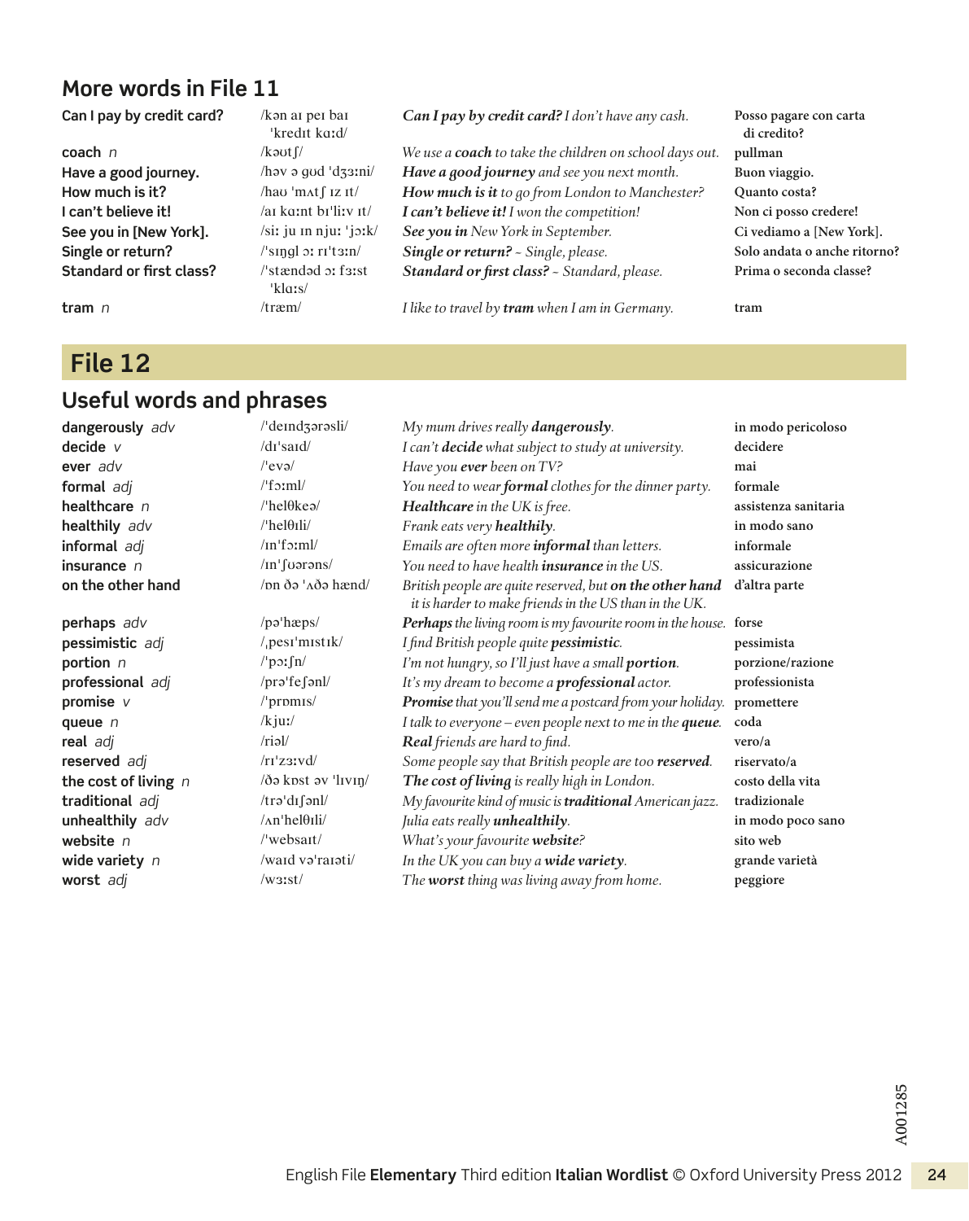## More words in File 11

| | | | |
|---|---|---|---|
| **Can I pay by credit card?** | /kən aɪ peɪ baɪ ˈkredɪt kɑːd/ | ***Can I pay by credit card?*** *I don't have any cash.* | **Posso pagare con carta di credito?** |
| **coach** *n* | /kəʊtʃ/ | *We use a* ***coach*** *to take the children on school days out.* | **pullman** |
| **Have a good journey.** | /həv ə gʊd ˈdʒɜːni/ | ***Have a good journey*** *and see you next month.* | **Buon viaggio.** |
| **How much is it?** | /haʊ ˈmʌtʃ ɪz ɪt/ | ***How much is it*** *to go from London to Manchester?* | **Quanto costa?** |
| **I can't believe it!** | /aɪ kɑːnt bɪˈliːv ɪt/ | ***I can't believe it!*** *I won the competition!* | **Non ci posso credere!** |
| **See you in [New York].** | /siː ju ɪn njuː ˈjɔːk/ | ***See you in*** *New York in September.* | **Ci vediamo a [New York].** |
| **Single or return?** | /ˈsɪŋgl ɔː rɪˈtɜːn/ | ***Single or return?*** *~ Single, please.* | **Solo andata o anche ritorno?** |
| **Standard or first class?** | /ˈstændəd ɔː fɜːst ˈklɑːs/ | ***Standard or first class?*** *~ Standard, please.* | **Prima o seconda classe?** |
| **tram** *n* | /træm/ | *I like to travel by* ***tram*** *when I am in Germany.* | **tram** |

# File 12

## Useful words and phrases

| | | | |
|---|---|---|---|
| **dangerously** *adv* | /ˈdeɪndʒərəsli/ | *My mum drives really* ***dangerously****.* | **in modo pericoloso** |
| **decide** *v* | /dɪˈsaɪd/ | *I can't* ***decide*** *what subject to study at university.* | **decidere** |
| **ever** *adv* | /ˈevə/ | *Have you* ***ever*** *been on TV?* | **mai** |
| **formal** *adj* | /ˈfɔːml/ | *You need to wear* ***formal*** *clothes for the dinner party.* | **formale** |
| **healthcare** *n* | /ˈhelθkeə/ | ***Healthcare*** *in the UK is free.* | **assistenza sanitaria** |
| **healthily** *adv* | /ˈhelθɪli/ | *Frank eats very* ***healthily****.* | **in modo sano** |
| **informal** *adj* | /ɪnˈfɔːml/ | *Emails are often more* ***informal*** *than letters.* | **informale** |
| **insurance** *n* | /ɪnˈʃʊərəns/ | *You need to have health* ***insurance*** *in the US.* | **assicurazione** |
| **on the other hand** | /ɒn ðə ˈʌðə hænd/ | *British people are quite reserved, but* ***on the other hand*** *it is harder to make friends in the US than in the UK.* | **d'altra parte** |
| **perhaps** *adv* | /pəˈhæps/ | ***Perhaps*** *the living room is my favourite room in the house.* | **forse** |
| **pessimistic** *adj* | /ˌpesɪˈmɪstɪk/ | *I find British people quite* ***pessimistic****.* | **pessimista** |
| **portion** *n* | /ˈpɔːʃn/ | *I'm not hungry, so I'll just have a small* ***portion****.* | **porzione/razione** |
| **professional** *adj* | /prəˈfeʃənl/ | *It's my dream to become a* ***professional*** *actor.* | **professionista** |
| **promise** *v* | /ˈprɒmɪs/ | ***Promise*** *that you'll send me a postcard from your holiday.* | **promettere** |
| **queue** *n* | /kjuː/ | *I talk to everyone – even people next to me in the* ***queue****.* | **coda** |
| **real** *adj* | /riəl/ | ***Real*** *friends are hard to find.* | **vero/a** |
| **reserved** *adj* | /rɪˈzɜːvd/ | *Some people say that British people are too* ***reserved****.* | **riservato/a** |
| **the cost of living** *n* | /ðə kɒst əv ˈlɪvɪŋ/ | ***The cost of living*** *is really high in London.* | **costo della vita** |
| **traditional** *adj* | /trəˈdɪʃənl/ | *My favourite kind of music is* ***traditional*** *American jazz.* | **tradizionale** |
| **unhealthily** *adv* | /ʌnˈhelθɪli/ | *Julia eats really* ***unhealthily****.* | **in modo poco sano** |
| **website** *n* | /ˈwebsaɪt/ | *What's your favourite* ***website****?* | **sito web** |
| **wide variety** *n* | /waɪd vəˈraɪəti/ | *In the UK you can buy a* ***wide variety****.* | **grande varietà** |
| **worst** *adj* | /wɜːst/ | *The* ***worst*** *thing was living away from home.* | **peggiore** |

A001285